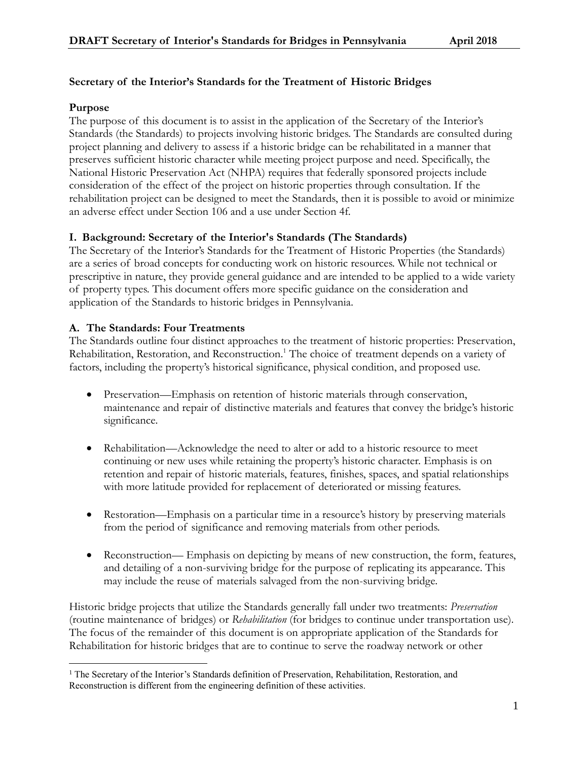**Secretary of the Interior's Standards for the Treatment of Historic Bridges**

**Purpose**

The purpose of this document is to assist in the application of the Secretary of the Interior's Standards (the Standards) to projects involving historic bridges. The Standards are consulted during project planning and delivery to assess if a historic bridge can be rehabilitated in a manner that preserves sufficient historic character while meeting project purpose and need. Specifically, the National Historic Preservation Act (NHPA) requires that federally sponsored projects include consideration of the effect of the project on historic properties through consultation. If the rehabilitation project can be designed to meet the Standards, then it is possible to avoid or minimize an adverse effect under Section 106 and a use under Section 4f.

**I. Background: Secretary of the Interior's Standards (The Standards)**

The Secretary of the Interior's Standards for the Treatment of Historic Properties (the Standards) are a series of broad concepts for conducting work on historic resources. While not technical or prescriptive in nature, they provide general guidance and are intended to be applied to a wide variety of property types. This document offers more specific guidance on the consideration and application of the Standards to historic bridges in Pennsylvania.

**A. The Standards: Four Treatments**

The Standards outline four distinct approaches to the treatment of historic properties: Preservation, Rehabilitation, Restoration, and Reconstruction.[1] The choice of treatment depends on a variety of factors, including the property's historical significance, physical condition, and proposed use.

- Preservation—Emphasis on retention of historic materials through conservation, maintenance and repair of distinctive materials and features that convey the bridge's historic significance.

- Rehabilitation—Acknowledge the need to alter or add to a historic resource to meet continuing or new uses while retaining the property's historic character. Emphasis is on retention and repair of historic materials, features, finishes, spaces, and spatial relationships with more latitude provided for replacement of deteriorated or missing features.

- Restoration—Emphasis on a particular time in a resource's history by preserving materials from the period of significance and removing materials from other periods.

- Reconstruction— Emphasis on depicting by means of new construction, the form, features, and detailing of a non-surviving bridge for the purpose of replicating its appearance. This may include the reuse of materials salvaged from the non-surviving bridge.

Historic bridge projects that utilize the Standards generally fall under two treatments: *Preservation* (routine maintenance of bridges) or *Rehabilitation* (for bridges to continue under transportation use). The focus of the remainder of this document is on appropriate application of the Standards for Rehabilitation for historic bridges that are to continue to serve the roadway network or other

[1] The Secretary of the Interior's Standards definition of Preservation, Rehabilitation, Restoration, and Reconstruction is different from the engineering definition of these activities.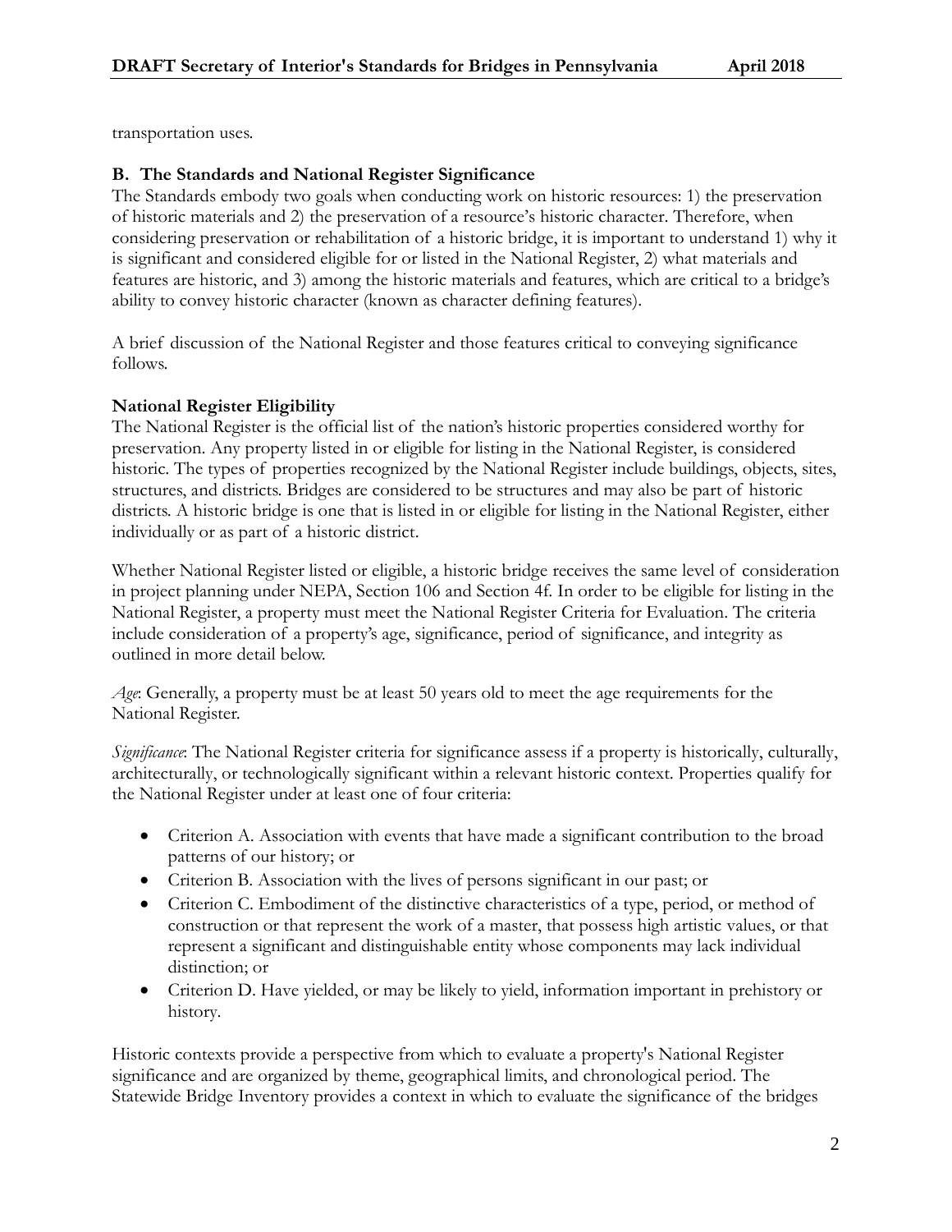transportation uses.

### B. The Standards and National Register Significance

The Standards embody two goals when conducting work on historic resources: 1) the preservation of historic materials and 2) the preservation of a resource's historic character. Therefore, when considering preservation or rehabilitation of a historic bridge, it is important to understand 1) why it is significant and considered eligible for or listed in the National Register, 2) what materials and features are historic, and 3) among the historic materials and features, which are critical to a bridge's ability to convey historic character (known as character defining features).

A brief discussion of the National Register and those features critical to conveying significance follows.

#### National Register Eligibility

The National Register is the official list of the nation's historic properties considered worthy for preservation. Any property listed in or eligible for listing in the National Register, is considered historic. The types of properties recognized by the National Register include buildings, objects, sites, structures, and districts. Bridges are considered to be structures and may also be part of historic districts. A historic bridge is one that is listed in or eligible for listing in the National Register, either individually or as part of a historic district.

Whether National Register listed or eligible, a historic bridge receives the same level of consideration in project planning under NEPA, Section 106 and Section 4f. In order to be eligible for listing in the National Register, a property must meet the National Register Criteria for Evaluation. The criteria include consideration of a property's age, significance, period of significance, and integrity as outlined in more detail below.

*Age*: Generally, a property must be at least 50 years old to meet the age requirements for the National Register.

*Significance*: The National Register criteria for significance assess if a property is historically, culturally, architecturally, or technologically significant within a relevant historic context. Properties qualify for the National Register under at least one of four criteria:

- Criterion A. Association with events that have made a significant contribution to the broad patterns of our history; or
- Criterion B. Association with the lives of persons significant in our past; or
- Criterion C. Embodiment of the distinctive characteristics of a type, period, or method of construction or that represent the work of a master, that possess high artistic values, or that represent a significant and distinguishable entity whose components may lack individual distinction; or
- Criterion D. Have yielded, or may be likely to yield, information important in prehistory or history.

Historic contexts provide a perspective from which to evaluate a property's National Register significance and are organized by theme, geographical limits, and chronological period. The Statewide Bridge Inventory provides a context in which to evaluate the significance of the bridges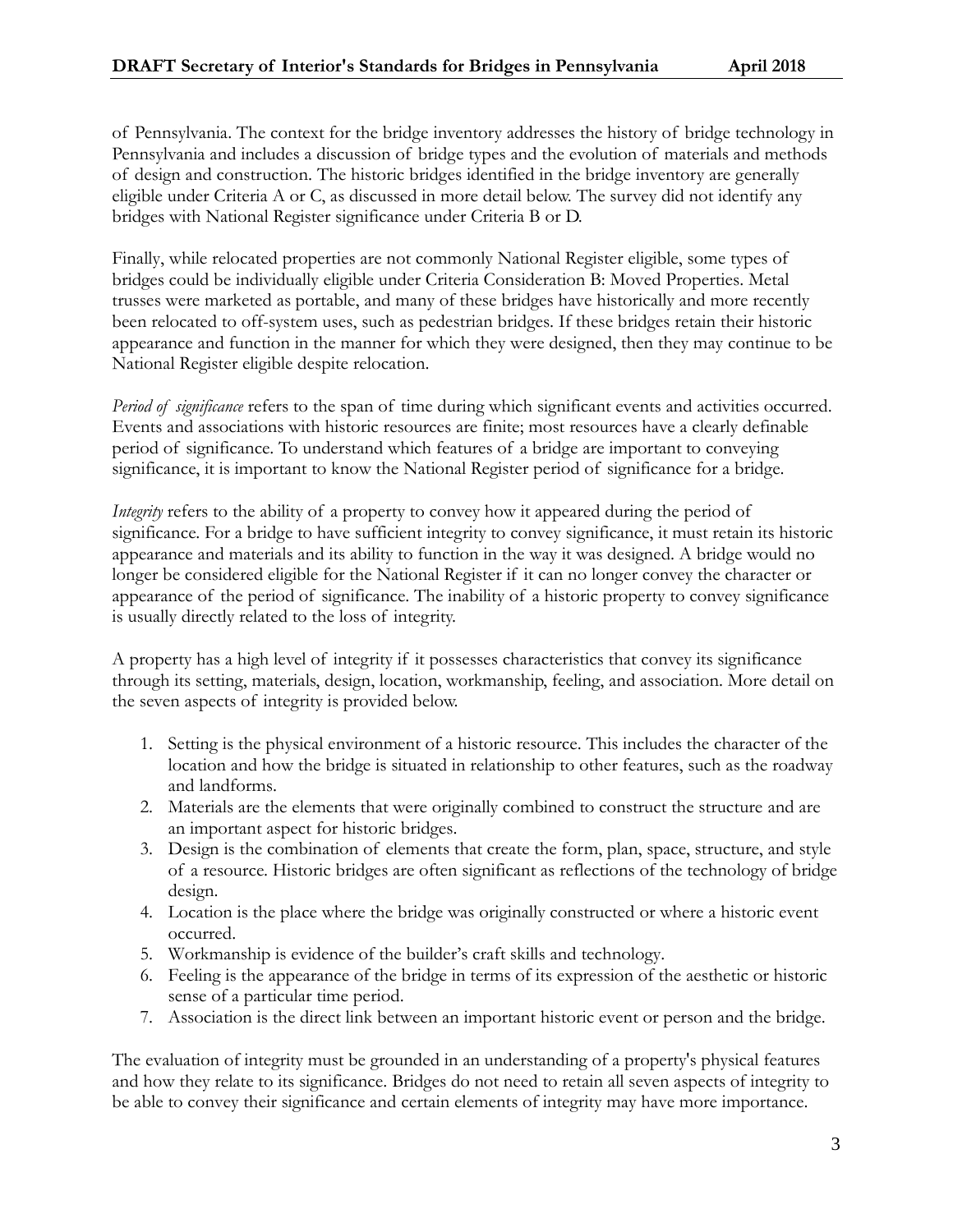of Pennsylvania. The context for the bridge inventory addresses the history of bridge technology in Pennsylvania and includes a discussion of bridge types and the evolution of materials and methods of design and construction. The historic bridges identified in the bridge inventory are generally eligible under Criteria A or C, as discussed in more detail below. The survey did not identify any bridges with National Register significance under Criteria B or D.

Finally, while relocated properties are not commonly National Register eligible, some types of bridges could be individually eligible under Criteria Consideration B: Moved Properties. Metal trusses were marketed as portable, and many of these bridges have historically and more recently been relocated to off-system uses, such as pedestrian bridges. If these bridges retain their historic appearance and function in the manner for which they were designed, then they may continue to be National Register eligible despite relocation.

*Period of significance* refers to the span of time during which significant events and activities occurred. Events and associations with historic resources are finite; most resources have a clearly definable period of significance. To understand which features of a bridge are important to conveying significance, it is important to know the National Register period of significance for a bridge.

*Integrity* refers to the ability of a property to convey how it appeared during the period of significance. For a bridge to have sufficient integrity to convey significance, it must retain its historic appearance and materials and its ability to function in the way it was designed. A bridge would no longer be considered eligible for the National Register if it can no longer convey the character or appearance of the period of significance. The inability of a historic property to convey significance is usually directly related to the loss of integrity.

A property has a high level of integrity if it possesses characteristics that convey its significance through its setting, materials, design, location, workmanship, feeling, and association. More detail on the seven aspects of integrity is provided below.

1. Setting is the physical environment of a historic resource. This includes the character of the location and how the bridge is situated in relationship to other features, such as the roadway and landforms.
2. Materials are the elements that were originally combined to construct the structure and are an important aspect for historic bridges.
3. Design is the combination of elements that create the form, plan, space, structure, and style of a resource. Historic bridges are often significant as reflections of the technology of bridge design.
4. Location is the place where the bridge was originally constructed or where a historic event occurred.
5. Workmanship is evidence of the builder's craft skills and technology.
6. Feeling is the appearance of the bridge in terms of its expression of the aesthetic or historic sense of a particular time period.
7. Association is the direct link between an important historic event or person and the bridge.

The evaluation of integrity must be grounded in an understanding of a property's physical features and how they relate to its significance. Bridges do not need to retain all seven aspects of integrity to be able to convey their significance and certain elements of integrity may have more importance.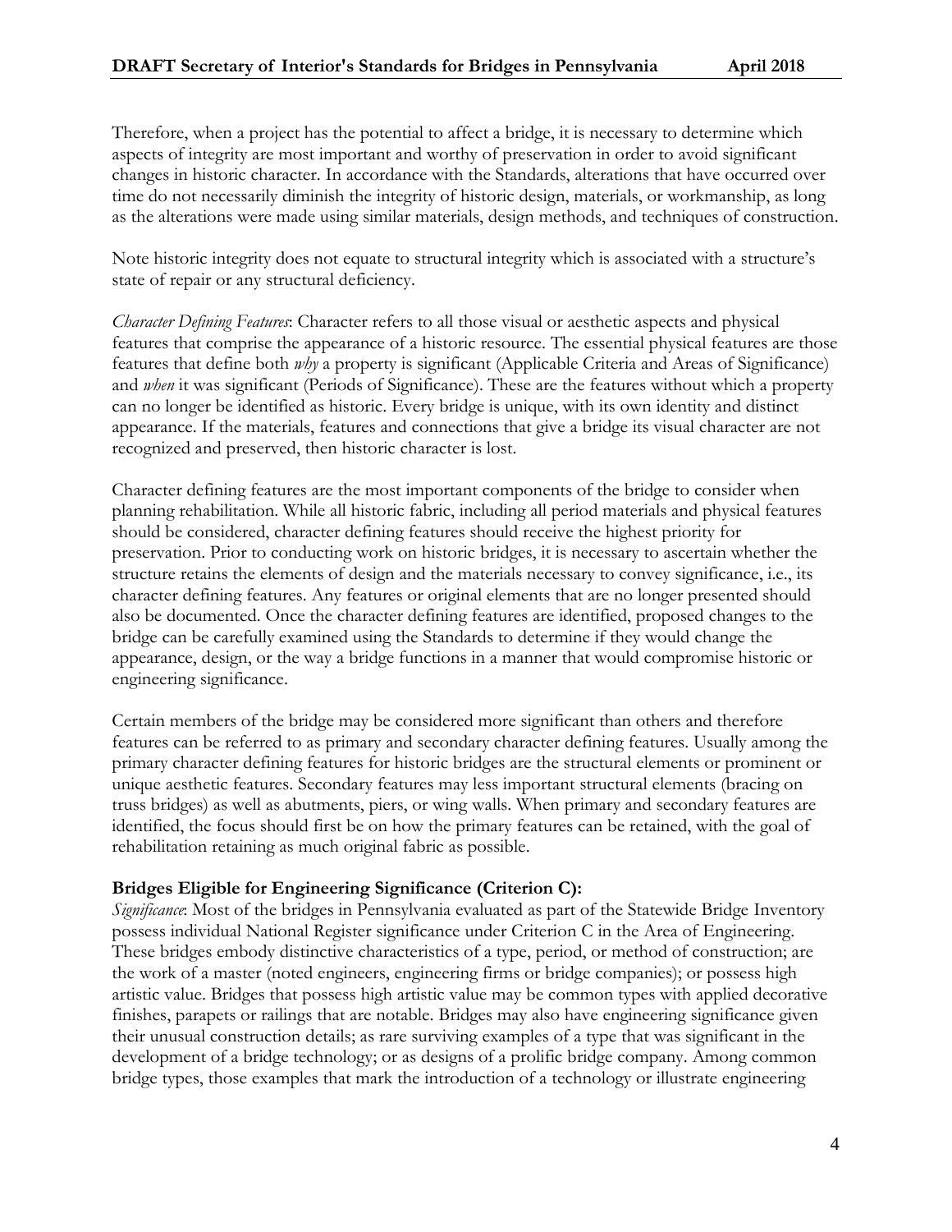Therefore, when a project has the potential to affect a bridge, it is necessary to determine which aspects of integrity are most important and worthy of preservation in order to avoid significant changes in historic character. In accordance with the Standards, alterations that have occurred over time do not necessarily diminish the integrity of historic design, materials, or workmanship, as long as the alterations were made using similar materials, design methods, and techniques of construction.

Note historic integrity does not equate to structural integrity which is associated with a structure's state of repair or any structural deficiency.

*Character Defining Features*: Character refers to all those visual or aesthetic aspects and physical features that comprise the appearance of a historic resource. The essential physical features are those features that define both *why* a property is significant (Applicable Criteria and Areas of Significance) and *when* it was significant (Periods of Significance). These are the features without which a property can no longer be identified as historic. Every bridge is unique, with its own identity and distinct appearance. If the materials, features and connections that give a bridge its visual character are not recognized and preserved, then historic character is lost.

Character defining features are the most important components of the bridge to consider when planning rehabilitation. While all historic fabric, including all period materials and physical features should be considered, character defining features should receive the highest priority for preservation. Prior to conducting work on historic bridges, it is necessary to ascertain whether the structure retains the elements of design and the materials necessary to convey significance, i.e., its character defining features. Any features or original elements that are no longer presented should also be documented. Once the character defining features are identified, proposed changes to the bridge can be carefully examined using the Standards to determine if they would change the appearance, design, or the way a bridge functions in a manner that would compromise historic or engineering significance.

Certain members of the bridge may be considered more significant than others and therefore features can be referred to as primary and secondary character defining features. Usually among the primary character defining features for historic bridges are the structural elements or prominent or unique aesthetic features. Secondary features may less important structural elements (bracing on truss bridges) as well as abutments, piers, or wing walls. When primary and secondary features are identified, the focus should first be on how the primary features can be retained, with the goal of rehabilitation retaining as much original fabric as possible.

**Bridges Eligible for Engineering Significance (Criterion C):**

*Significance*: Most of the bridges in Pennsylvania evaluated as part of the Statewide Bridge Inventory possess individual National Register significance under Criterion C in the Area of Engineering. These bridges embody distinctive characteristics of a type, period, or method of construction; are the work of a master (noted engineers, engineering firms or bridge companies); or possess high artistic value. Bridges that possess high artistic value may be common types with applied decorative finishes, parapets or railings that are notable. Bridges may also have engineering significance given their unusual construction details; as rare surviving examples of a type that was significant in the development of a bridge technology; or as designs of a prolific bridge company. Among common bridge types, those examples that mark the introduction of a technology or illustrate engineering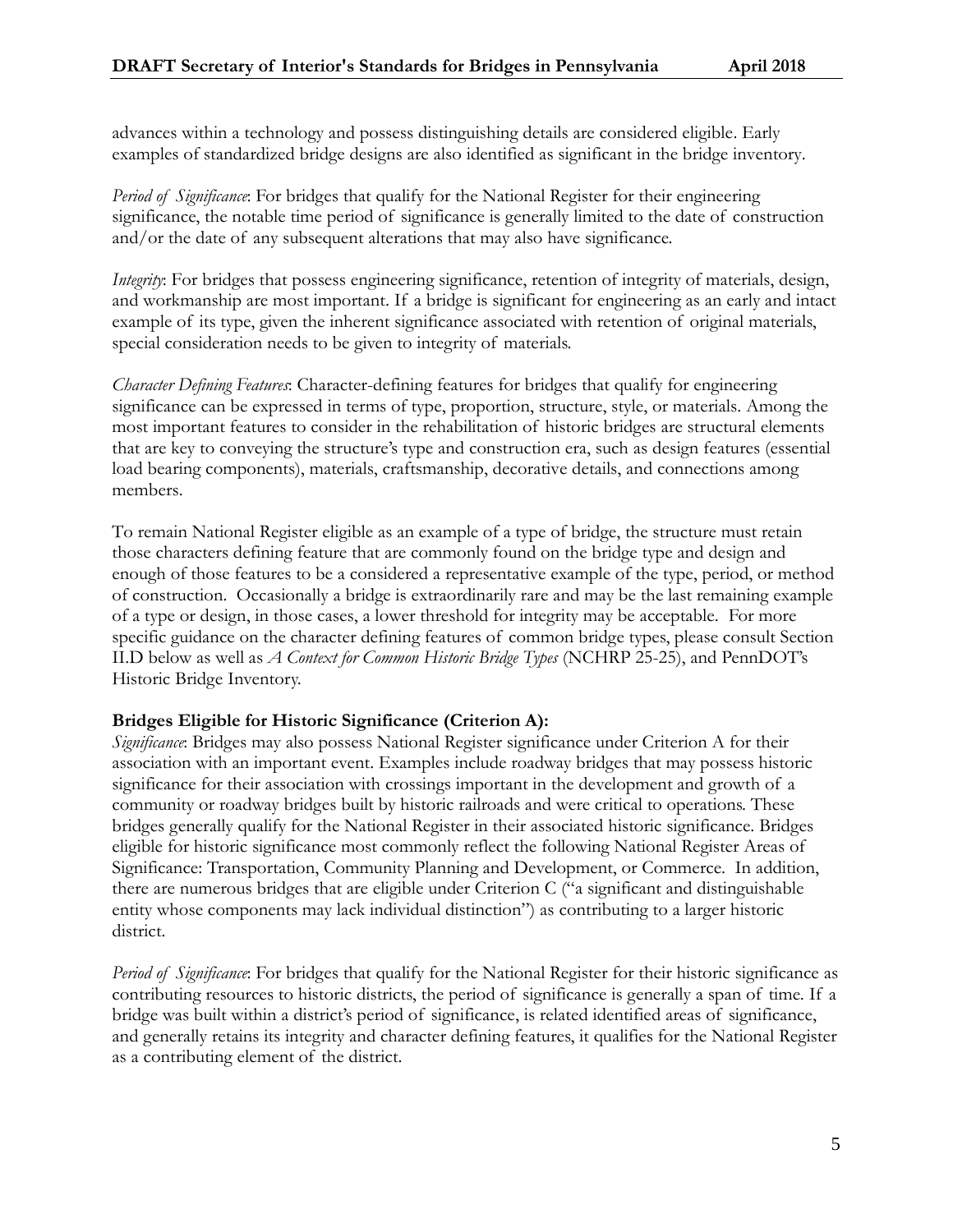advances within a technology and possess distinguishing details are considered eligible. Early examples of standardized bridge designs are also identified as significant in the bridge inventory.

*Period of Significance*: For bridges that qualify for the National Register for their engineering significance, the notable time period of significance is generally limited to the date of construction and/or the date of any subsequent alterations that may also have significance.

*Integrity*: For bridges that possess engineering significance, retention of integrity of materials, design, and workmanship are most important. If a bridge is significant for engineering as an early and intact example of its type, given the inherent significance associated with retention of original materials, special consideration needs to be given to integrity of materials.

*Character Defining Features*: Character-defining features for bridges that qualify for engineering significance can be expressed in terms of type, proportion, structure, style, or materials. Among the most important features to consider in the rehabilitation of historic bridges are structural elements that are key to conveying the structure's type and construction era, such as design features (essential load bearing components), materials, craftsmanship, decorative details, and connections among members.

To remain National Register eligible as an example of a type of bridge, the structure must retain those characters defining feature that are commonly found on the bridge type and design and enough of those features to be a considered a representative example of the type, period, or method of construction. Occasionally a bridge is extraordinarily rare and may be the last remaining example of a type or design, in those cases, a lower threshold for integrity may be acceptable. For more specific guidance on the character defining features of common bridge types, please consult Section II.D below as well as *A Context for Common Historic Bridge Types* (NCHRP 25-25), and PennDOT's Historic Bridge Inventory.

**Bridges Eligible for Historic Significance (Criterion A):**

*Significance*: Bridges may also possess National Register significance under Criterion A for their association with an important event. Examples include roadway bridges that may possess historic significance for their association with crossings important in the development and growth of a community or roadway bridges built by historic railroads and were critical to operations. These bridges generally qualify for the National Register in their associated historic significance. Bridges eligible for historic significance most commonly reflect the following National Register Areas of Significance: Transportation, Community Planning and Development, or Commerce. In addition, there are numerous bridges that are eligible under Criterion C ("a significant and distinguishable entity whose components may lack individual distinction") as contributing to a larger historic district.

*Period of Significance*: For bridges that qualify for the National Register for their historic significance as contributing resources to historic districts, the period of significance is generally a span of time. If a bridge was built within a district's period of significance, is related identified areas of significance, and generally retains its integrity and character defining features, it qualifies for the National Register as a contributing element of the district.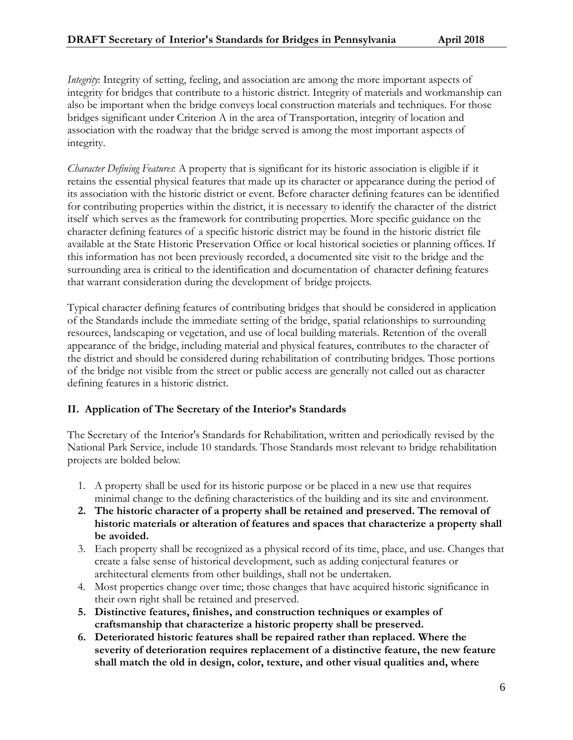*Integrity*: Integrity of setting, feeling, and association are among the more important aspects of integrity for bridges that contribute to a historic district. Integrity of materials and workmanship can also be important when the bridge conveys local construction materials and techniques. For those bridges significant under Criterion A in the area of Transportation, integrity of location and association with the roadway that the bridge served is among the most important aspects of integrity.

*Character Defining Features*: A property that is significant for its historic association is eligible if it retains the essential physical features that made up its character or appearance during the period of its association with the historic district or event. Before character defining features can be identified for contributing properties within the district, it is necessary to identify the character of the district itself which serves as the framework for contributing properties. More specific guidance on the character defining features of a specific historic district may be found in the historic district file available at the State Historic Preservation Office or local historical societies or planning offices. If this information has not been previously recorded, a documented site visit to the bridge and the surrounding area is critical to the identification and documentation of character defining features that warrant consideration during the development of bridge projects.

Typical character defining features of contributing bridges that should be considered in application of the Standards include the immediate setting of the bridge, spatial relationships to surrounding resources, landscaping or vegetation, and use of local building materials. Retention of the overall appearance of the bridge, including material and physical features, contributes to the character of the district and should be considered during rehabilitation of contributing bridges. Those portions of the bridge not visible from the street or public access are generally not called out as character defining features in a historic district.

## II. Application of The Secretary of the Interior's Standards

The Secretary of the Interior's Standards for Rehabilitation, written and periodically revised by the National Park Service, include 10 standards. Those Standards most relevant to bridge rehabilitation projects are bolded below.

1. A property shall be used for its historic purpose or be placed in a new use that requires minimal change to the defining characteristics of the building and its site and environment.
2. **The historic character of a property shall be retained and preserved. The removal of historic materials or alteration of features and spaces that characterize a property shall be avoided.**
3. Each property shall be recognized as a physical record of its time, place, and use. Changes that create a false sense of historical development, such as adding conjectural features or architectural elements from other buildings, shall not be undertaken.
4. Most properties change over time; those changes that have acquired historic significance in their own right shall be retained and preserved.
5. **Distinctive features, finishes, and construction techniques or examples of craftsmanship that characterize a historic property shall be preserved.**
6. **Deteriorated historic features shall be repaired rather than replaced. Where the severity of deterioration requires replacement of a distinctive feature, the new feature shall match the old in design, color, texture, and other visual qualities and, where**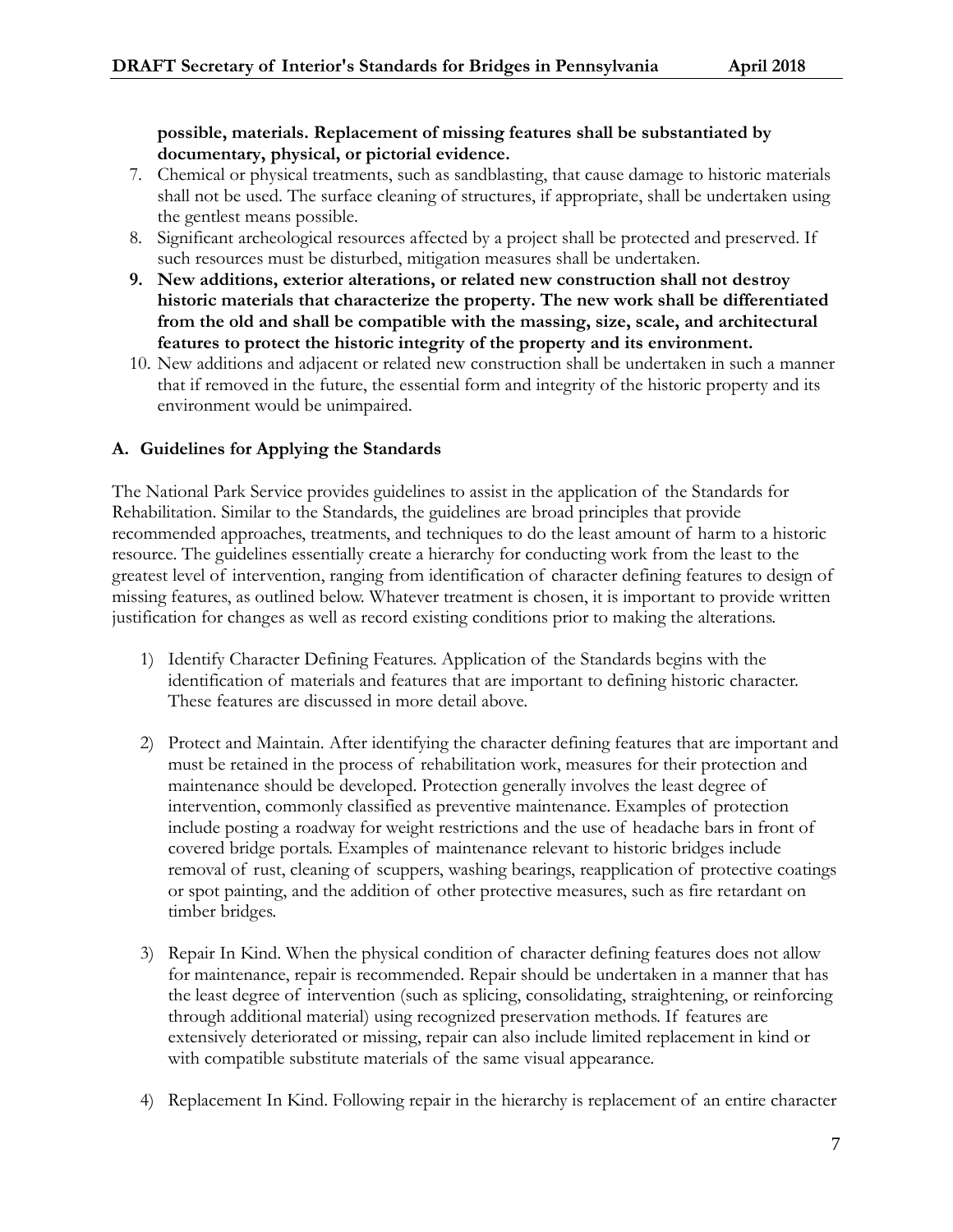**possible, materials. Replacement of missing features shall be substantiated by documentary, physical, or pictorial evidence.**

7. Chemical or physical treatments, such as sandblasting, that cause damage to historic materials shall not be used. The surface cleaning of structures, if appropriate, shall be undertaken using the gentlest means possible.
8. Significant archeological resources affected by a project shall be protected and preserved. If such resources must be disturbed, mitigation measures shall be undertaken.
9. **New additions, exterior alterations, or related new construction shall not destroy historic materials that characterize the property. The new work shall be differentiated from the old and shall be compatible with the massing, size, scale, and architectural features to protect the historic integrity of the property and its environment.**
10. New additions and adjacent or related new construction shall be undertaken in such a manner that if removed in the future, the essential form and integrity of the historic property and its environment would be unimpaired.

### A. Guidelines for Applying the Standards

The National Park Service provides guidelines to assist in the application of the Standards for Rehabilitation. Similar to the Standards, the guidelines are broad principles that provide recommended approaches, treatments, and techniques to do the least amount of harm to a historic resource. The guidelines essentially create a hierarchy for conducting work from the least to the greatest level of intervention, ranging from identification of character defining features to design of missing features, as outlined below. Whatever treatment is chosen, it is important to provide written justification for changes as well as record existing conditions prior to making the alterations.

1) Identify Character Defining Features. Application of the Standards begins with the identification of materials and features that are important to defining historic character. These features are discussed in more detail above.

2) Protect and Maintain. After identifying the character defining features that are important and must be retained in the process of rehabilitation work, measures for their protection and maintenance should be developed. Protection generally involves the least degree of intervention, commonly classified as preventive maintenance. Examples of protection include posting a roadway for weight restrictions and the use of headache bars in front of covered bridge portals. Examples of maintenance relevant to historic bridges include removal of rust, cleaning of scuppers, washing bearings, reapplication of protective coatings or spot painting, and the addition of other protective measures, such as fire retardant on timber bridges.

3) Repair In Kind. When the physical condition of character defining features does not allow for maintenance, repair is recommended. Repair should be undertaken in a manner that has the least degree of intervention (such as splicing, consolidating, straightening, or reinforcing through additional material) using recognized preservation methods. If features are extensively deteriorated or missing, repair can also include limited replacement in kind or with compatible substitute materials of the same visual appearance.

4) Replacement In Kind. Following repair in the hierarchy is replacement of an entire character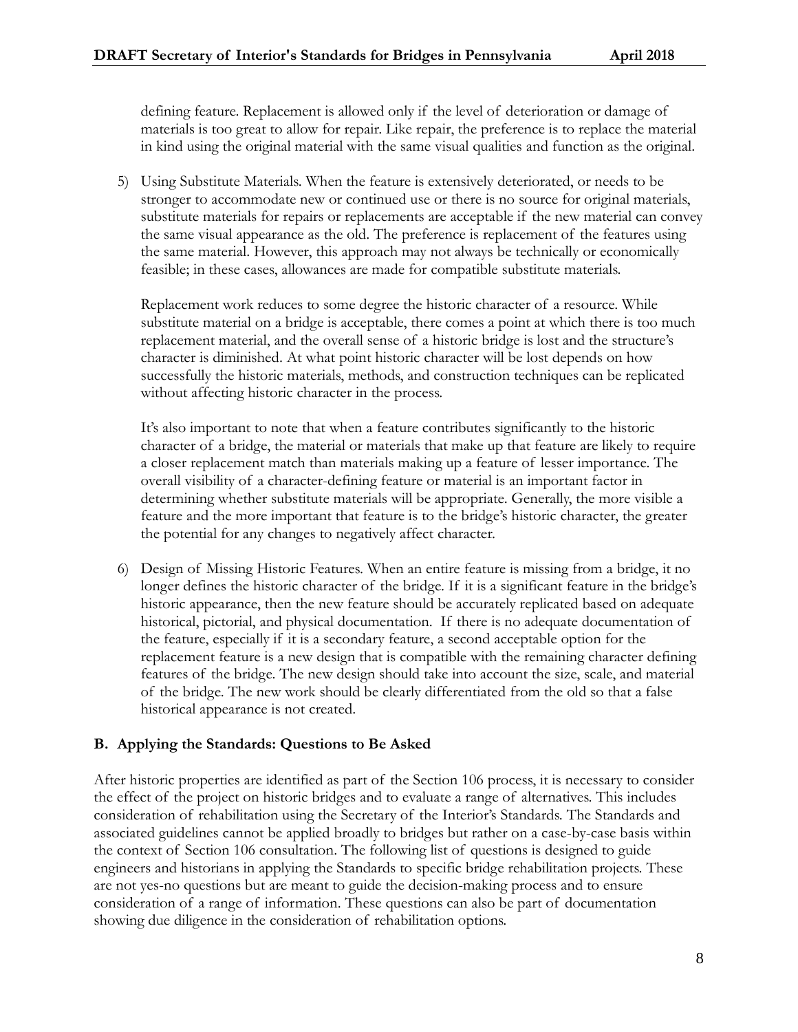defining feature. Replacement is allowed only if the level of deterioration or damage of materials is too great to allow for repair. Like repair, the preference is to replace the material in kind using the original material with the same visual qualities and function as the original.

5) Using Substitute Materials. When the feature is extensively deteriorated, or needs to be stronger to accommodate new or continued use or there is no source for original materials, substitute materials for repairs or replacements are acceptable if the new material can convey the same visual appearance as the old. The preference is replacement of the features using the same material. However, this approach may not always be technically or economically feasible; in these cases, allowances are made for compatible substitute materials.

   Replacement work reduces to some degree the historic character of a resource. While substitute material on a bridge is acceptable, there comes a point at which there is too much replacement material, and the overall sense of a historic bridge is lost and the structure's character is diminished. At what point historic character will be lost depends on how successfully the historic materials, methods, and construction techniques can be replicated without affecting historic character in the process.

   It's also important to note that when a feature contributes significantly to the historic character of a bridge, the material or materials that make up that feature are likely to require a closer replacement match than materials making up a feature of lesser importance. The overall visibility of a character-defining feature or material is an important factor in determining whether substitute materials will be appropriate. Generally, the more visible a feature and the more important that feature is to the bridge's historic character, the greater the potential for any changes to negatively affect character.

6) Design of Missing Historic Features. When an entire feature is missing from a bridge, it no longer defines the historic character of the bridge. If it is a significant feature in the bridge's historic appearance, then the new feature should be accurately replicated based on adequate historical, pictorial, and physical documentation. If there is no adequate documentation of the feature, especially if it is a secondary feature, a second acceptable option for the replacement feature is a new design that is compatible with the remaining character defining features of the bridge. The new design should take into account the size, scale, and material of the bridge. The new work should be clearly differentiated from the old so that a false historical appearance is not created.

## B. Applying the Standards: Questions to Be Asked

After historic properties are identified as part of the Section 106 process, it is necessary to consider the effect of the project on historic bridges and to evaluate a range of alternatives. This includes consideration of rehabilitation using the Secretary of the Interior's Standards. The Standards and associated guidelines cannot be applied broadly to bridges but rather on a case-by-case basis within the context of Section 106 consultation. The following list of questions is designed to guide engineers and historians in applying the Standards to specific bridge rehabilitation projects. These are not yes-no questions but are meant to guide the decision-making process and to ensure consideration of a range of information. These questions can also be part of documentation showing due diligence in the consideration of rehabilitation options.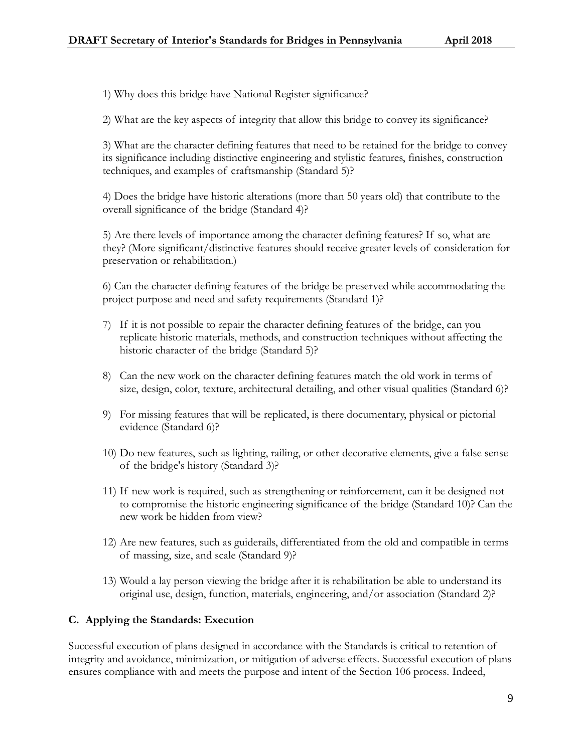1) Why does this bridge have National Register significance?

2) What are the key aspects of integrity that allow this bridge to convey its significance?

3) What are the character defining features that need to be retained for the bridge to convey its significance including distinctive engineering and stylistic features, finishes, construction techniques, and examples of craftsmanship (Standard 5)?

4) Does the bridge have historic alterations (more than 50 years old) that contribute to the overall significance of the bridge (Standard 4)?

5) Are there levels of importance among the character defining features? If so, what are they? (More significant/distinctive features should receive greater levels of consideration for preservation or rehabilitation.)

6) Can the character defining features of the bridge be preserved while accommodating the project purpose and need and safety requirements (Standard 1)?

7) If it is not possible to repair the character defining features of the bridge, can you replicate historic materials, methods, and construction techniques without affecting the historic character of the bridge (Standard 5)?

8) Can the new work on the character defining features match the old work in terms of size, design, color, texture, architectural detailing, and other visual qualities (Standard 6)?

9) For missing features that will be replicated, is there documentary, physical or pictorial evidence (Standard 6)?

10) Do new features, such as lighting, railing, or other decorative elements, give a false sense of the bridge's history (Standard 3)?

11) If new work is required, such as strengthening or reinforcement, can it be designed not to compromise the historic engineering significance of the bridge (Standard 10)? Can the new work be hidden from view?

12) Are new features, such as guiderails, differentiated from the old and compatible in terms of massing, size, and scale (Standard 9)?

13) Would a lay person viewing the bridge after it is rehabilitation be able to understand its original use, design, function, materials, engineering, and/or association (Standard 2)?

### C. Applying the Standards: Execution

Successful execution of plans designed in accordance with the Standards is critical to retention of integrity and avoidance, minimization, or mitigation of adverse effects. Successful execution of plans ensures compliance with and meets the purpose and intent of the Section 106 process. Indeed,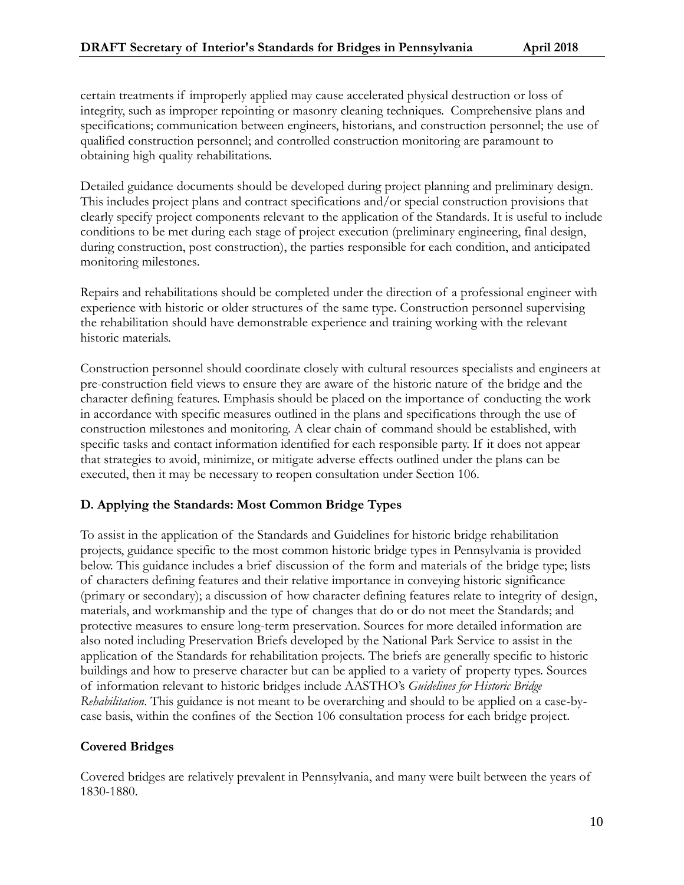certain treatments if improperly applied may cause accelerated physical destruction or loss of integrity, such as improper repointing or masonry cleaning techniques. Comprehensive plans and specifications; communication between engineers, historians, and construction personnel; the use of qualified construction personnel; and controlled construction monitoring are paramount to obtaining high quality rehabilitations.

Detailed guidance documents should be developed during project planning and preliminary design. This includes project plans and contract specifications and/or special construction provisions that clearly specify project components relevant to the application of the Standards. It is useful to include conditions to be met during each stage of project execution (preliminary engineering, final design, during construction, post construction), the parties responsible for each condition, and anticipated monitoring milestones.

Repairs and rehabilitations should be completed under the direction of a professional engineer with experience with historic or older structures of the same type. Construction personnel supervising the rehabilitation should have demonstrable experience and training working with the relevant historic materials.

Construction personnel should coordinate closely with cultural resources specialists and engineers at pre-construction field views to ensure they are aware of the historic nature of the bridge and the character defining features. Emphasis should be placed on the importance of conducting the work in accordance with specific measures outlined in the plans and specifications through the use of construction milestones and monitoring. A clear chain of command should be established, with specific tasks and contact information identified for each responsible party. If it does not appear that strategies to avoid, minimize, or mitigate adverse effects outlined under the plans can be executed, then it may be necessary to reopen consultation under Section 106.

### D. Applying the Standards: Most Common Bridge Types

To assist in the application of the Standards and Guidelines for historic bridge rehabilitation projects, guidance specific to the most common historic bridge types in Pennsylvania is provided below. This guidance includes a brief discussion of the form and materials of the bridge type; lists of characters defining features and their relative importance in conveying historic significance (primary or secondary); a discussion of how character defining features relate to integrity of design, materials, and workmanship and the type of changes that do or do not meet the Standards; and protective measures to ensure long-term preservation. Sources for more detailed information are also noted including Preservation Briefs developed by the National Park Service to assist in the application of the Standards for rehabilitation projects. The briefs are generally specific to historic buildings and how to preserve character but can be applied to a variety of property types. Sources of information relevant to historic bridges include AASTHO's *Guidelines for Historic Bridge Rehabilitation*. This guidance is not meant to be overarching and should to be applied on a case-by-case basis, within the confines of the Section 106 consultation process for each bridge project.

#### Covered Bridges

Covered bridges are relatively prevalent in Pennsylvania, and many were built between the years of 1830-1880.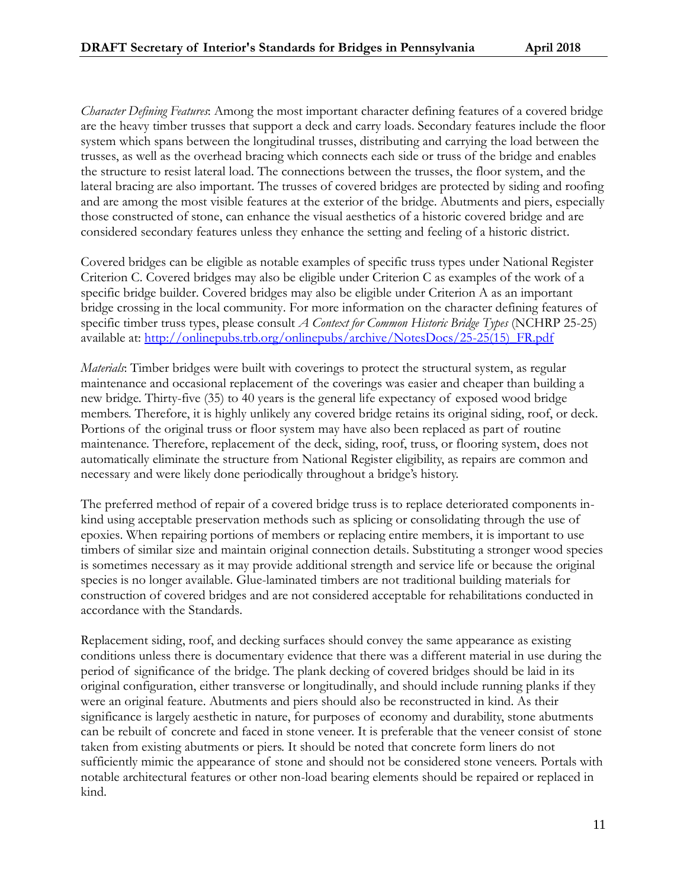*Character Defining Features*: Among the most important character defining features of a covered bridge are the heavy timber trusses that support a deck and carry loads. Secondary features include the floor system which spans between the longitudinal trusses, distributing and carrying the load between the trusses, as well as the overhead bracing which connects each side or truss of the bridge and enables the structure to resist lateral load. The connections between the trusses, the floor system, and the lateral bracing are also important. The trusses of covered bridges are protected by siding and roofing and are among the most visible features at the exterior of the bridge. Abutments and piers, especially those constructed of stone, can enhance the visual aesthetics of a historic covered bridge and are considered secondary features unless they enhance the setting and feeling of a historic district.

Covered bridges can be eligible as notable examples of specific truss types under National Register Criterion C. Covered bridges may also be eligible under Criterion C as examples of the work of a specific bridge builder. Covered bridges may also be eligible under Criterion A as an important bridge crossing in the local community. For more information on the character defining features of specific timber truss types, please consult *A Context for Common Historic Bridge Types* (NCHRP 25-25) available at: [http://onlinepubs.trb.org/onlinepubs/archive/NotesDocs/25-25(15)_FR.pdf](http://onlinepubs.trb.org/onlinepubs/archive/NotesDocs/25-25(15)_FR.pdf)

*Materials*: Timber bridges were built with coverings to protect the structural system, as regular maintenance and occasional replacement of the coverings was easier and cheaper than building a new bridge. Thirty-five (35) to 40 years is the general life expectancy of exposed wood bridge members. Therefore, it is highly unlikely any covered bridge retains its original siding, roof, or deck. Portions of the original truss or floor system may have also been replaced as part of routine maintenance. Therefore, replacement of the deck, siding, roof, truss, or flooring system, does not automatically eliminate the structure from National Register eligibility, as repairs are common and necessary and were likely done periodically throughout a bridge's history.

The preferred method of repair of a covered bridge truss is to replace deteriorated components in-kind using acceptable preservation methods such as splicing or consolidating through the use of epoxies. When repairing portions of members or replacing entire members, it is important to use timbers of similar size and maintain original connection details. Substituting a stronger wood species is sometimes necessary as it may provide additional strength and service life or because the original species is no longer available. Glue-laminated timbers are not traditional building materials for construction of covered bridges and are not considered acceptable for rehabilitations conducted in accordance with the Standards.

Replacement siding, roof, and decking surfaces should convey the same appearance as existing conditions unless there is documentary evidence that there was a different material in use during the period of significance of the bridge. The plank decking of covered bridges should be laid in its original configuration, either transverse or longitudinally, and should include running planks if they were an original feature. Abutments and piers should also be reconstructed in kind. As their significance is largely aesthetic in nature, for purposes of economy and durability, stone abutments can be rebuilt of concrete and faced in stone veneer. It is preferable that the veneer consist of stone taken from existing abutments or piers. It should be noted that concrete form liners do not sufficiently mimic the appearance of stone and should not be considered stone veneers. Portals with notable architectural features or other non-load bearing elements should be repaired or replaced in kind.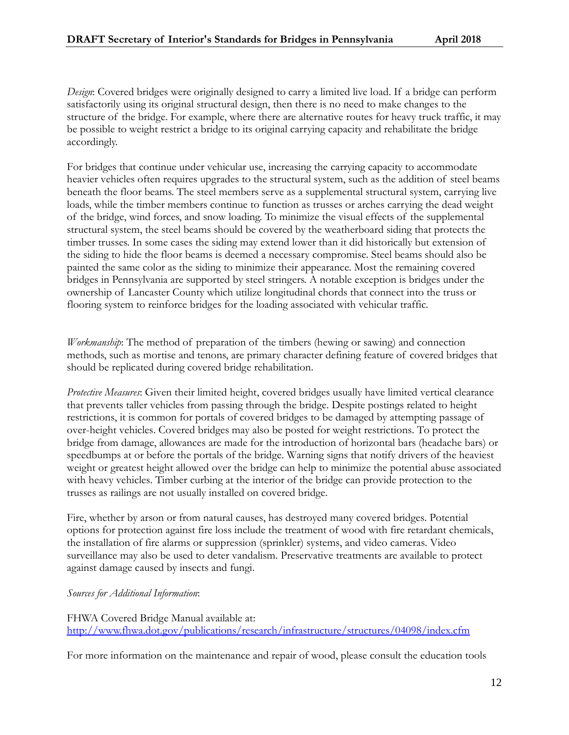*Design*: Covered bridges were originally designed to carry a limited live load. If a bridge can perform satisfactorily using its original structural design, then there is no need to make changes to the structure of the bridge. For example, where there are alternative routes for heavy truck traffic, it may be possible to weight restrict a bridge to its original carrying capacity and rehabilitate the bridge accordingly.

For bridges that continue under vehicular use, increasing the carrying capacity to accommodate heavier vehicles often requires upgrades to the structural system, such as the addition of steel beams beneath the floor beams. The steel members serve as a supplemental structural system, carrying live loads, while the timber members continue to function as trusses or arches carrying the dead weight of the bridge, wind forces, and snow loading. To minimize the visual effects of the supplemental structural system, the steel beams should be covered by the weatherboard siding that protects the timber trusses. In some cases the siding may extend lower than it did historically but extension of the siding to hide the floor beams is deemed a necessary compromise. Steel beams should also be painted the same color as the siding to minimize their appearance. Most the remaining covered bridges in Pennsylvania are supported by steel stringers. A notable exception is bridges under the ownership of Lancaster County which utilize longitudinal chords that connect into the truss or flooring system to reinforce bridges for the loading associated with vehicular traffic.

*Workmanship*: The method of preparation of the timbers (hewing or sawing) and connection methods, such as mortise and tenons, are primary character defining feature of covered bridges that should be replicated during covered bridge rehabilitation.

*Protective Measures*: Given their limited height, covered bridges usually have limited vertical clearance that prevents taller vehicles from passing through the bridge. Despite postings related to height restrictions, it is common for portals of covered bridges to be damaged by attempting passage of over-height vehicles. Covered bridges may also be posted for weight restrictions. To protect the bridge from damage, allowances are made for the introduction of horizontal bars (headache bars) or speedbumps at or before the portals of the bridge. Warning signs that notify drivers of the heaviest weight or greatest height allowed over the bridge can help to minimize the potential abuse associated with heavy vehicles. Timber curbing at the interior of the bridge can provide protection to the trusses as railings are not usually installed on covered bridge.

Fire, whether by arson or from natural causes, has destroyed many covered bridges. Potential options for protection against fire loss include the treatment of wood with fire retardant chemicals, the installation of fire alarms or suppression (sprinkler) systems, and video cameras. Video surveillance may also be used to deter vandalism. Preservative treatments are available to protect against damage caused by insects and fungi.

*Sources for Additional Information*:

FHWA Covered Bridge Manual available at:
[http://www.fhwa.dot.gov/publications/research/infrastructure/structures/04098/index.cfm](http://www.fhwa.dot.gov/publications/research/infrastructure/structures/04098/index.cfm)

For more information on the maintenance and repair of wood, please consult the education tools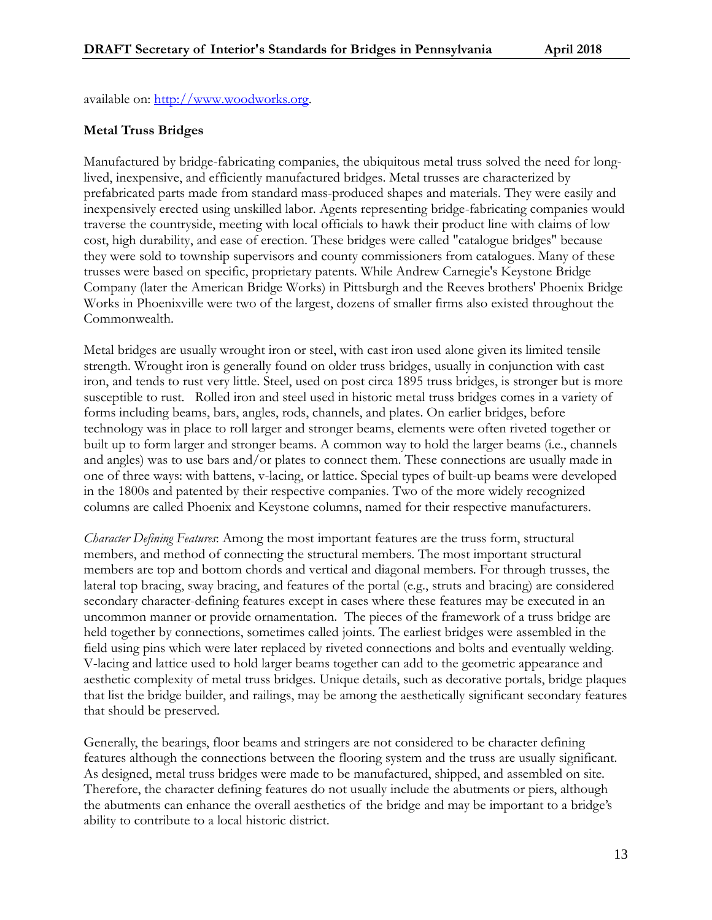available on: [http://www.woodworks.org](http://www.woodworks.org).

**Metal Truss Bridges**

Manufactured by bridge-fabricating companies, the ubiquitous metal truss solved the need for long-lived, inexpensive, and efficiently manufactured bridges. Metal trusses are characterized by prefabricated parts made from standard mass-produced shapes and materials. They were easily and inexpensively erected using unskilled labor. Agents representing bridge-fabricating companies would traverse the countryside, meeting with local officials to hawk their product line with claims of low cost, high durability, and ease of erection. These bridges were called "catalogue bridges" because they were sold to township supervisors and county commissioners from catalogues. Many of these trusses were based on specific, proprietary patents. While Andrew Carnegie's Keystone Bridge Company (later the American Bridge Works) in Pittsburgh and the Reeves brothers' Phoenix Bridge Works in Phoenixville were two of the largest, dozens of smaller firms also existed throughout the Commonwealth.

Metal bridges are usually wrought iron or steel, with cast iron used alone given its limited tensile strength. Wrought iron is generally found on older truss bridges, usually in conjunction with cast iron, and tends to rust very little. Steel, used on post circa 1895 truss bridges, is stronger but is more susceptible to rust. Rolled iron and steel used in historic metal truss bridges comes in a variety of forms including beams, bars, angles, rods, channels, and plates. On earlier bridges, before technology was in place to roll larger and stronger beams, elements were often riveted together or built up to form larger and stronger beams. A common way to hold the larger beams (i.e., channels and angles) was to use bars and/or plates to connect them. These connections are usually made in one of three ways: with battens, v-lacing, or lattice. Special types of built-up beams were developed in the 1800s and patented by their respective companies. Two of the more widely recognized columns are called Phoenix and Keystone columns, named for their respective manufacturers.

*Character Defining Features*: Among the most important features are the truss form, structural members, and method of connecting the structural members. The most important structural members are top and bottom chords and vertical and diagonal members. For through trusses, the lateral top bracing, sway bracing, and features of the portal (e.g., struts and bracing) are considered secondary character-defining features except in cases where these features may be executed in an uncommon manner or provide ornamentation. The pieces of the framework of a truss bridge are held together by connections, sometimes called joints. The earliest bridges were assembled in the field using pins which were later replaced by riveted connections and bolts and eventually welding. V-lacing and lattice used to hold larger beams together can add to the geometric appearance and aesthetic complexity of metal truss bridges. Unique details, such as decorative portals, bridge plaques that list the bridge builder, and railings, may be among the aesthetically significant secondary features that should be preserved.

Generally, the bearings, floor beams and stringers are not considered to be character defining features although the connections between the flooring system and the truss are usually significant. As designed, metal truss bridges were made to be manufactured, shipped, and assembled on site. Therefore, the character defining features do not usually include the abutments or piers, although the abutments can enhance the overall aesthetics of the bridge and may be important to a bridge's ability to contribute to a local historic district.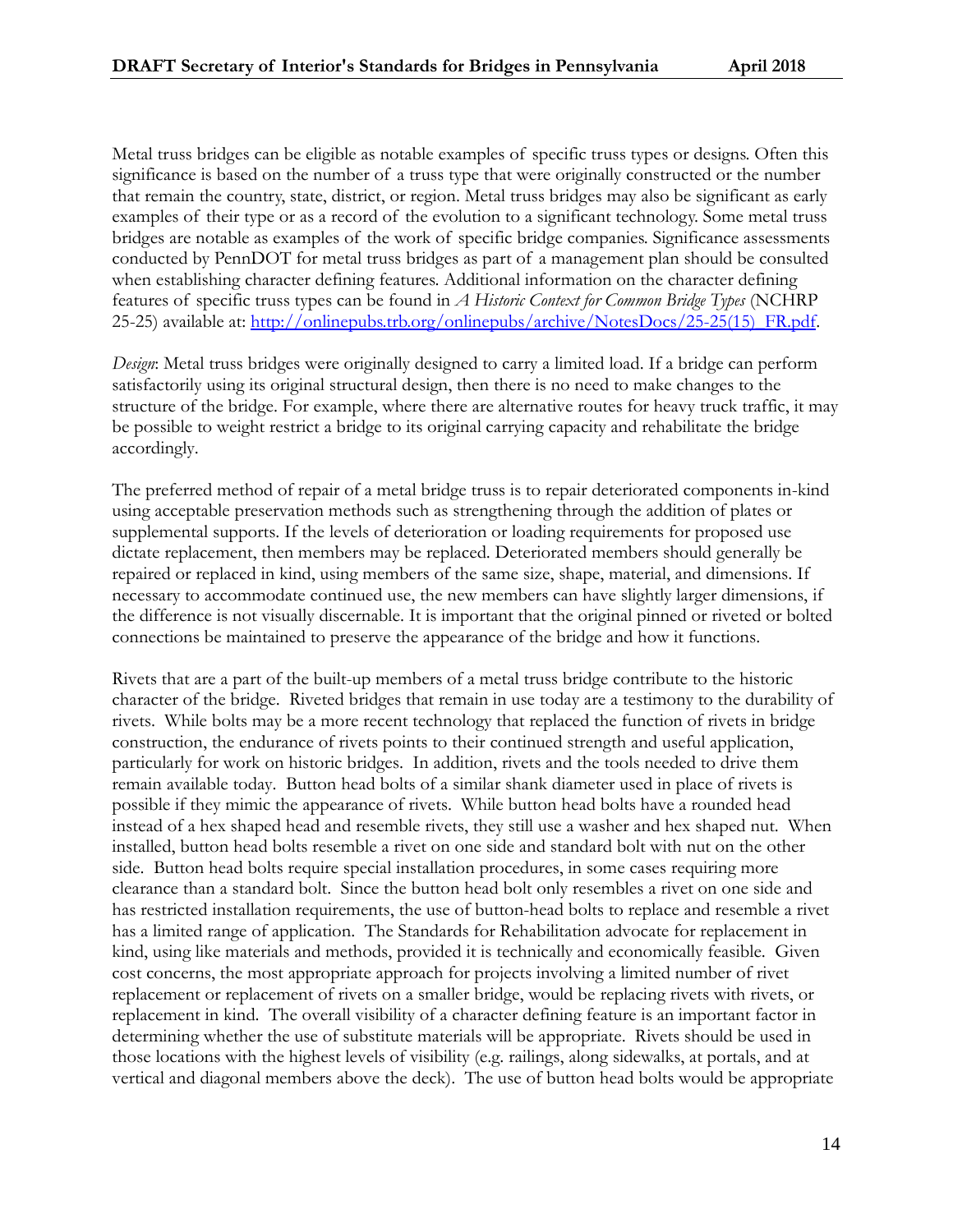Metal truss bridges can be eligible as notable examples of specific truss types or designs. Often this significance is based on the number of a truss type that were originally constructed or the number that remain the country, state, district, or region. Metal truss bridges may also be significant as early examples of their type or as a record of the evolution to a significant technology. Some metal truss bridges are notable as examples of the work of specific bridge companies. Significance assessments conducted by PennDOT for metal truss bridges as part of a management plan should be consulted when establishing character defining features. Additional information on the character defining features of specific truss types can be found in *A Historic Context for Common Bridge Types* (NCHRP 25-25) available at: [http://onlinepubs.trb.org/onlinepubs/archive/NotesDocs/25-25(15)_FR.pdf](http://onlinepubs.trb.org/onlinepubs/archive/NotesDocs/25-25(15)_FR.pdf).

*Design*: Metal truss bridges were originally designed to carry a limited load. If a bridge can perform satisfactorily using its original structural design, then there is no need to make changes to the structure of the bridge. For example, where there are alternative routes for heavy truck traffic, it may be possible to weight restrict a bridge to its original carrying capacity and rehabilitate the bridge accordingly.

The preferred method of repair of a metal bridge truss is to repair deteriorated components in-kind using acceptable preservation methods such as strengthening through the addition of plates or supplemental supports. If the levels of deterioration or loading requirements for proposed use dictate replacement, then members may be replaced. Deteriorated members should generally be repaired or replaced in kind, using members of the same size, shape, material, and dimensions. If necessary to accommodate continued use, the new members can have slightly larger dimensions, if the difference is not visually discernable. It is important that the original pinned or riveted or bolted connections be maintained to preserve the appearance of the bridge and how it functions.

Rivets that are a part of the built-up members of a metal truss bridge contribute to the historic character of the bridge. Riveted bridges that remain in use today are a testimony to the durability of rivets. While bolts may be a more recent technology that replaced the function of rivets in bridge construction, the endurance of rivets points to their continued strength and useful application, particularly for work on historic bridges. In addition, rivets and the tools needed to drive them remain available today. Button head bolts of a similar shank diameter used in place of rivets is possible if they mimic the appearance of rivets. While button head bolts have a rounded head instead of a hex shaped head and resemble rivets, they still use a washer and hex shaped nut. When installed, button head bolts resemble a rivet on one side and standard bolt with nut on the other side. Button head bolts require special installation procedures, in some cases requiring more clearance than a standard bolt. Since the button head bolt only resembles a rivet on one side and has restricted installation requirements, the use of button-head bolts to replace and resemble a rivet has a limited range of application. The Standards for Rehabilitation advocate for replacement in kind, using like materials and methods, provided it is technically and economically feasible. Given cost concerns, the most appropriate approach for projects involving a limited number of rivet replacement or replacement of rivets on a smaller bridge, would be replacing rivets with rivets, or replacement in kind. The overall visibility of a character defining feature is an important factor in determining whether the use of substitute materials will be appropriate. Rivets should be used in those locations with the highest levels of visibility (e.g. railings, along sidewalks, at portals, and at vertical and diagonal members above the deck). The use of button head bolts would be appropriate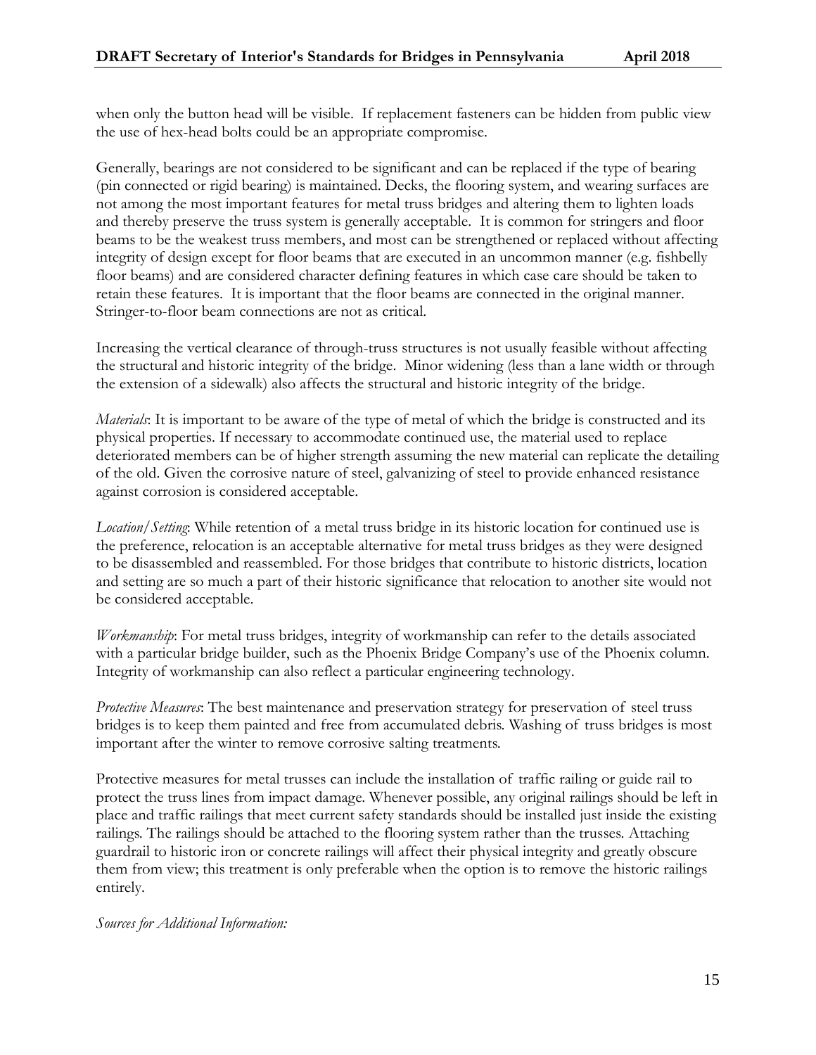when only the button head will be visible. If replacement fasteners can be hidden from public view the use of hex-head bolts could be an appropriate compromise.

Generally, bearings are not considered to be significant and can be replaced if the type of bearing (pin connected or rigid bearing) is maintained. Decks, the flooring system, and wearing surfaces are not among the most important features for metal truss bridges and altering them to lighten loads and thereby preserve the truss system is generally acceptable. It is common for stringers and floor beams to be the weakest truss members, and most can be strengthened or replaced without affecting integrity of design except for floor beams that are executed in an uncommon manner (e.g. fishbelly floor beams) and are considered character defining features in which case care should be taken to retain these features. It is important that the floor beams are connected in the original manner. Stringer-to-floor beam connections are not as critical.

Increasing the vertical clearance of through-truss structures is not usually feasible without affecting the structural and historic integrity of the bridge. Minor widening (less than a lane width or through the extension of a sidewalk) also affects the structural and historic integrity of the bridge.

*Materials*: It is important to be aware of the type of metal of which the bridge is constructed and its physical properties. If necessary to accommodate continued use, the material used to replace deteriorated members can be of higher strength assuming the new material can replicate the detailing of the old. Given the corrosive nature of steel, galvanizing of steel to provide enhanced resistance against corrosion is considered acceptable.

*Location/Setting*: While retention of a metal truss bridge in its historic location for continued use is the preference, relocation is an acceptable alternative for metal truss bridges as they were designed to be disassembled and reassembled. For those bridges that contribute to historic districts, location and setting are so much a part of their historic significance that relocation to another site would not be considered acceptable.

*Workmanship*: For metal truss bridges, integrity of workmanship can refer to the details associated with a particular bridge builder, such as the Phoenix Bridge Company's use of the Phoenix column. Integrity of workmanship can also reflect a particular engineering technology.

*Protective Measures*: The best maintenance and preservation strategy for preservation of steel truss bridges is to keep them painted and free from accumulated debris. Washing of truss bridges is most important after the winter to remove corrosive salting treatments.

Protective measures for metal trusses can include the installation of traffic railing or guide rail to protect the truss lines from impact damage. Whenever possible, any original railings should be left in place and traffic railings that meet current safety standards should be installed just inside the existing railings. The railings should be attached to the flooring system rather than the trusses. Attaching guardrail to historic iron or concrete railings will affect their physical integrity and greatly obscure them from view; this treatment is only preferable when the option is to remove the historic railings entirely.

*Sources for Additional Information:*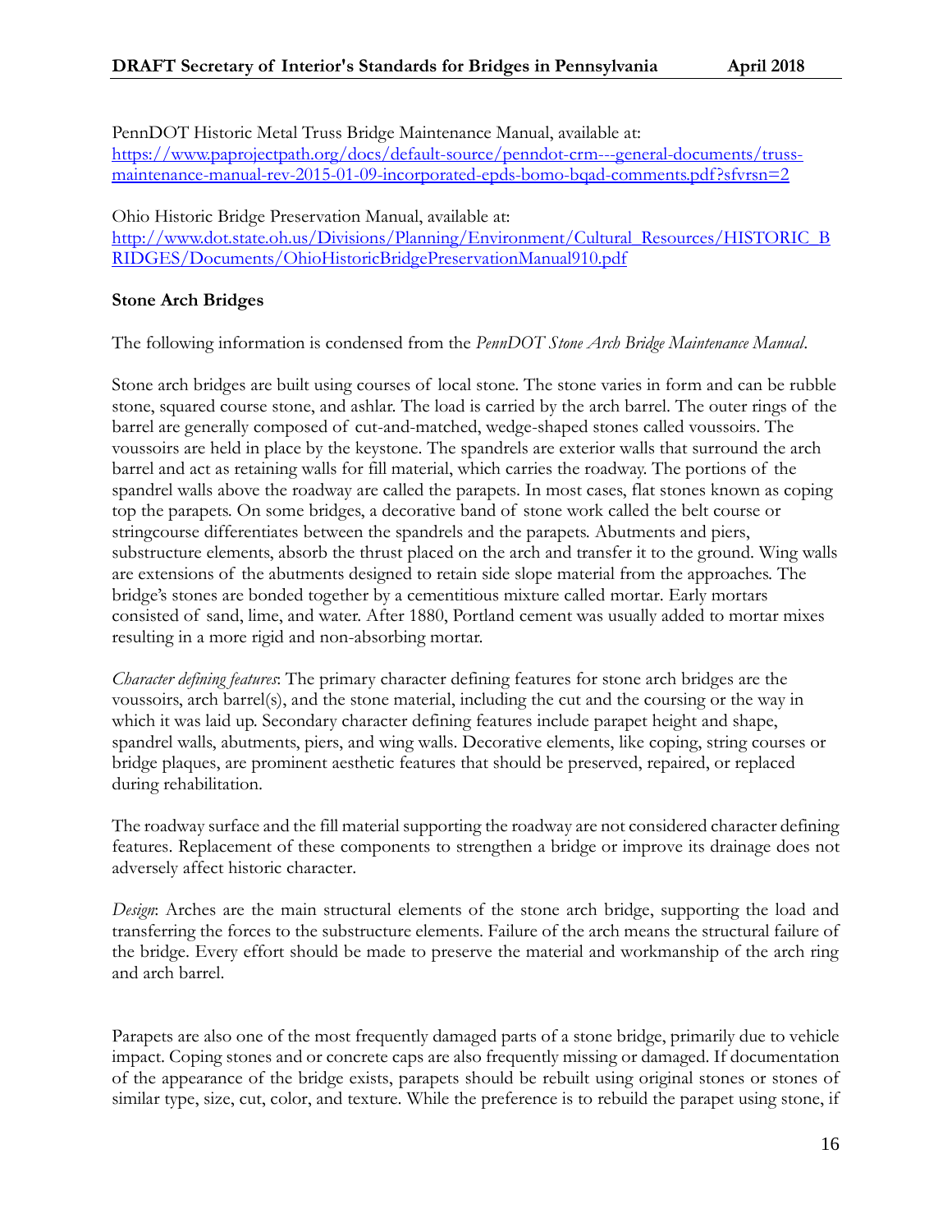PennDOT Historic Metal Truss Bridge Maintenance Manual, available at: [https://www.paprojectpath.org/docs/default-source/penndot-crm---general-documents/truss-maintenance-manual-rev-2015-01-09-incorporated-epds-bomo-bqad-comments.pdf?sfvrsn=2](https://www.paprojectpath.org/docs/default-source/penndot-crm---general-documents/truss-maintenance-manual-rev-2015-01-09-incorporated-epds-bomo-bqad-comments.pdf?sfvrsn=2)

Ohio Historic Bridge Preservation Manual, available at: [http://www.dot.state.oh.us/Divisions/Planning/Environment/Cultural_Resources/HISTORIC_BRIDGES/Documents/OhioHistoricBridgePreservationManual910.pdf](http://www.dot.state.oh.us/Divisions/Planning/Environment/Cultural_Resources/HISTORIC_BRIDGES/Documents/OhioHistoricBridgePreservationManual910.pdf)

**Stone Arch Bridges**

The following information is condensed from the *PennDOT Stone Arch Bridge Maintenance Manual*.

Stone arch bridges are built using courses of local stone. The stone varies in form and can be rubble stone, squared course stone, and ashlar. The load is carried by the arch barrel. The outer rings of the barrel are generally composed of cut-and-matched, wedge-shaped stones called voussoirs. The voussoirs are held in place by the keystone. The spandrels are exterior walls that surround the arch barrel and act as retaining walls for fill material, which carries the roadway. The portions of the spandrel walls above the roadway are called the parapets. In most cases, flat stones known as coping top the parapets. On some bridges, a decorative band of stone work called the belt course or stringcourse differentiates between the spandrels and the parapets. Abutments and piers, substructure elements, absorb the thrust placed on the arch and transfer it to the ground. Wing walls are extensions of the abutments designed to retain side slope material from the approaches. The bridge's stones are bonded together by a cementitious mixture called mortar. Early mortars consisted of sand, lime, and water. After 1880, Portland cement was usually added to mortar mixes resulting in a more rigid and non-absorbing mortar.

*Character defining features*: The primary character defining features for stone arch bridges are the voussoirs, arch barrel(s), and the stone material, including the cut and the coursing or the way in which it was laid up. Secondary character defining features include parapet height and shape, spandrel walls, abutments, piers, and wing walls. Decorative elements, like coping, string courses or bridge plaques, are prominent aesthetic features that should be preserved, repaired, or replaced during rehabilitation.

The roadway surface and the fill material supporting the roadway are not considered character defining features. Replacement of these components to strengthen a bridge or improve its drainage does not adversely affect historic character.

*Design*: Arches are the main structural elements of the stone arch bridge, supporting the load and transferring the forces to the substructure elements. Failure of the arch means the structural failure of the bridge. Every effort should be made to preserve the material and workmanship of the arch ring and arch barrel.

Parapets are also one of the most frequently damaged parts of a stone bridge, primarily due to vehicle impact. Coping stones and or concrete caps are also frequently missing or damaged. If documentation of the appearance of the bridge exists, parapets should be rebuilt using original stones or stones of similar type, size, cut, color, and texture. While the preference is to rebuild the parapet using stone, if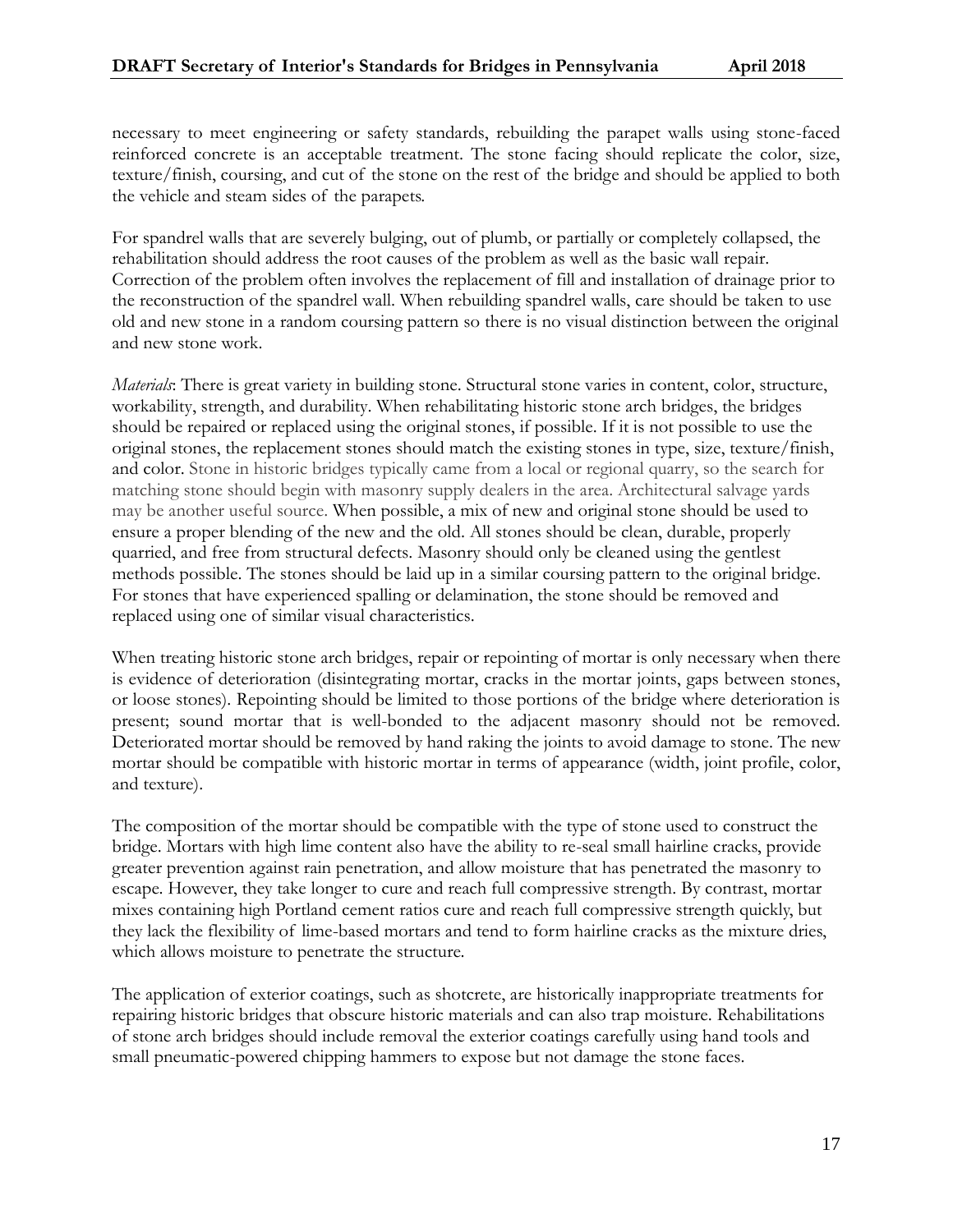necessary to meet engineering or safety standards, rebuilding the parapet walls using stone-faced reinforced concrete is an acceptable treatment. The stone facing should replicate the color, size, texture/finish, coursing, and cut of the stone on the rest of the bridge and should be applied to both the vehicle and steam sides of the parapets.

For spandrel walls that are severely bulging, out of plumb, or partially or completely collapsed, the rehabilitation should address the root causes of the problem as well as the basic wall repair. Correction of the problem often involves the replacement of fill and installation of drainage prior to the reconstruction of the spandrel wall. When rebuilding spandrel walls, care should be taken to use old and new stone in a random coursing pattern so there is no visual distinction between the original and new stone work.

*Materials*: There is great variety in building stone. Structural stone varies in content, color, structure, workability, strength, and durability. When rehabilitating historic stone arch bridges, the bridges should be repaired or replaced using the original stones, if possible. If it is not possible to use the original stones, the replacement stones should match the existing stones in type, size, texture/finish, and color. Stone in historic bridges typically came from a local or regional quarry, so the search for matching stone should begin with masonry supply dealers in the area. Architectural salvage yards may be another useful source. When possible, a mix of new and original stone should be used to ensure a proper blending of the new and the old. All stones should be clean, durable, properly quarried, and free from structural defects. Masonry should only be cleaned using the gentlest methods possible. The stones should be laid up in a similar coursing pattern to the original bridge. For stones that have experienced spalling or delamination, the stone should be removed and replaced using one of similar visual characteristics.

When treating historic stone arch bridges, repair or repointing of mortar is only necessary when there is evidence of deterioration (disintegrating mortar, cracks in the mortar joints, gaps between stones, or loose stones). Repointing should be limited to those portions of the bridge where deterioration is present; sound mortar that is well-bonded to the adjacent masonry should not be removed. Deteriorated mortar should be removed by hand raking the joints to avoid damage to stone. The new mortar should be compatible with historic mortar in terms of appearance (width, joint profile, color, and texture).

The composition of the mortar should be compatible with the type of stone used to construct the bridge. Mortars with high lime content also have the ability to re-seal small hairline cracks, provide greater prevention against rain penetration, and allow moisture that has penetrated the masonry to escape. However, they take longer to cure and reach full compressive strength. By contrast, mortar mixes containing high Portland cement ratios cure and reach full compressive strength quickly, but they lack the flexibility of lime-based mortars and tend to form hairline cracks as the mixture dries, which allows moisture to penetrate the structure.

The application of exterior coatings, such as shotcrete, are historically inappropriate treatments for repairing historic bridges that obscure historic materials and can also trap moisture. Rehabilitations of stone arch bridges should include removal the exterior coatings carefully using hand tools and small pneumatic-powered chipping hammers to expose but not damage the stone faces.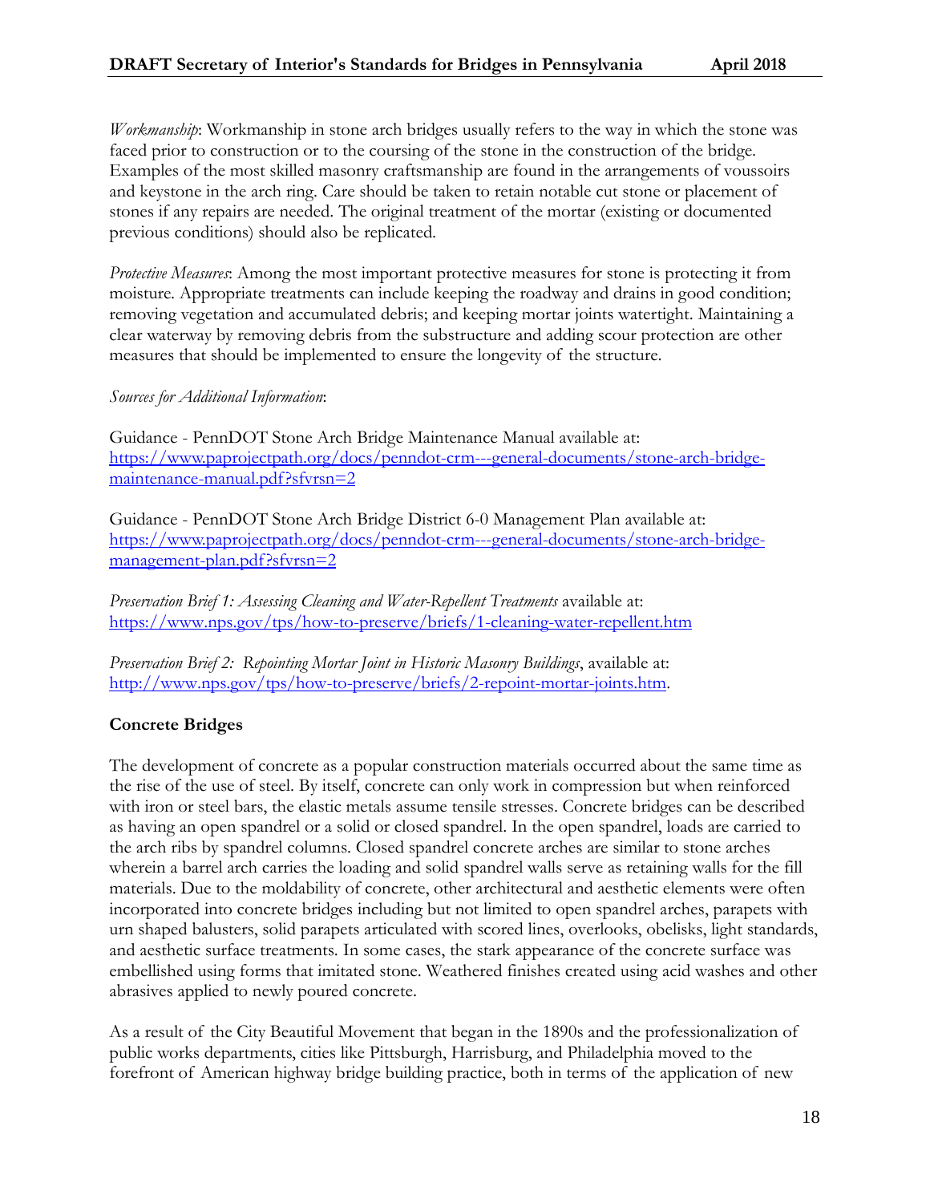*Workmanship*: Workmanship in stone arch bridges usually refers to the way in which the stone was faced prior to construction or to the coursing of the stone in the construction of the bridge. Examples of the most skilled masonry craftsmanship are found in the arrangements of voussoirs and keystone in the arch ring. Care should be taken to retain notable cut stone or placement of stones if any repairs are needed. The original treatment of the mortar (existing or documented previous conditions) should also be replicated.

*Protective Measures*: Among the most important protective measures for stone is protecting it from moisture. Appropriate treatments can include keeping the roadway and drains in good condition; removing vegetation and accumulated debris; and keeping mortar joints watertight. Maintaining a clear waterway by removing debris from the substructure and adding scour protection are other measures that should be implemented to ensure the longevity of the structure.

*Sources for Additional Information*:

Guidance - PennDOT Stone Arch Bridge Maintenance Manual available at: https://www.paprojectpath.org/docs/penndot-crm---general-documents/stone-arch-bridge-maintenance-manual.pdf?sfvrsn=2

Guidance - PennDOT Stone Arch Bridge District 6-0 Management Plan available at: https://www.paprojectpath.org/docs/penndot-crm---general-documents/stone-arch-bridge-management-plan.pdf?sfvrsn=2

*Preservation Brief 1: Assessing Cleaning and Water-Repellent Treatments* available at: https://www.nps.gov/tps/how-to-preserve/briefs/1-cleaning-water-repellent.htm

*Preservation Brief 2: Repointing Mortar Joint in Historic Masonry Buildings*, available at: http://www.nps.gov/tps/how-to-preserve/briefs/2-repoint-mortar-joints.htm.

**Concrete Bridges**

The development of concrete as a popular construction materials occurred about the same time as the rise of the use of steel. By itself, concrete can only work in compression but when reinforced with iron or steel bars, the elastic metals assume tensile stresses. Concrete bridges can be described as having an open spandrel or a solid or closed spandrel. In the open spandrel, loads are carried to the arch ribs by spandrel columns. Closed spandrel concrete arches are similar to stone arches wherein a barrel arch carries the loading and solid spandrel walls serve as retaining walls for the fill materials. Due to the moldability of concrete, other architectural and aesthetic elements were often incorporated into concrete bridges including but not limited to open spandrel arches, parapets with urn shaped balusters, solid parapets articulated with scored lines, overlooks, obelisks, light standards, and aesthetic surface treatments. In some cases, the stark appearance of the concrete surface was embellished using forms that imitated stone. Weathered finishes created using acid washes and other abrasives applied to newly poured concrete.

As a result of the City Beautiful Movement that began in the 1890s and the professionalization of public works departments, cities like Pittsburgh, Harrisburg, and Philadelphia moved to the forefront of American highway bridge building practice, both in terms of the application of new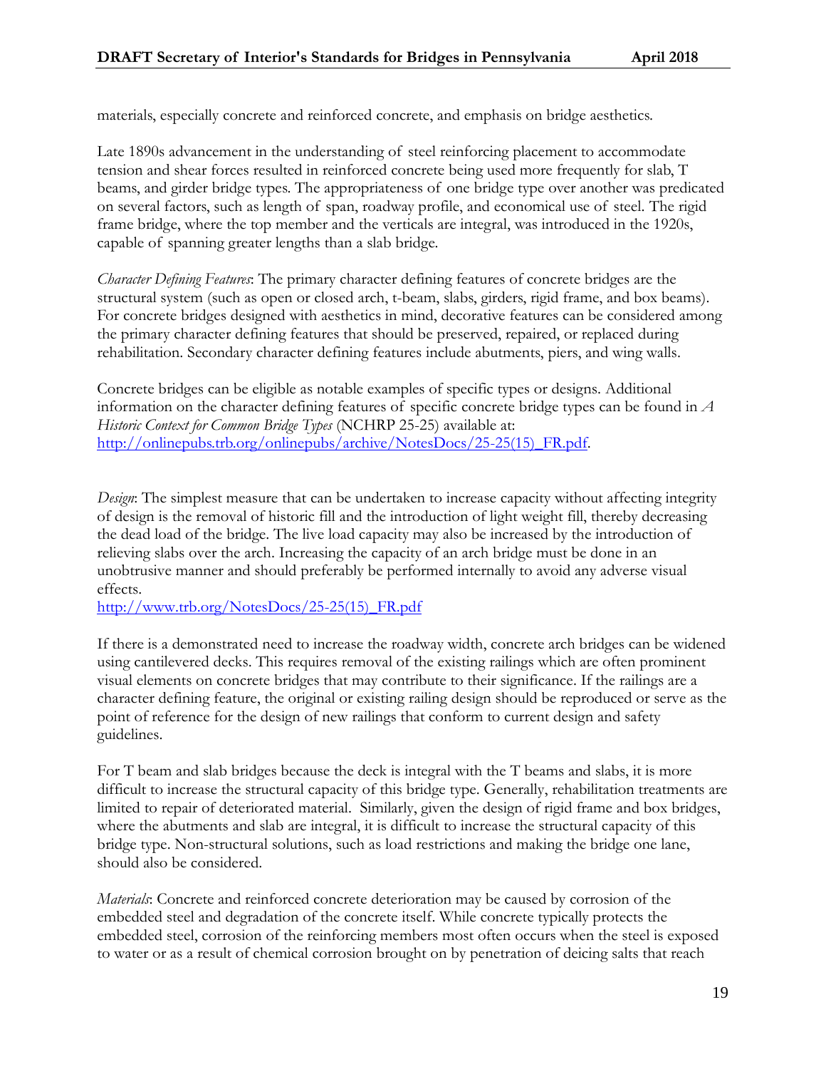materials, especially concrete and reinforced concrete, and emphasis on bridge aesthetics.

Late 1890s advancement in the understanding of steel reinforcing placement to accommodate tension and shear forces resulted in reinforced concrete being used more frequently for slab, T beams, and girder bridge types. The appropriateness of one bridge type over another was predicated on several factors, such as length of span, roadway profile, and economical use of steel. The rigid frame bridge, where the top member and the verticals are integral, was introduced in the 1920s, capable of spanning greater lengths than a slab bridge.

*Character Defining Features*: The primary character defining features of concrete bridges are the structural system (such as open or closed arch, t-beam, slabs, girders, rigid frame, and box beams). For concrete bridges designed with aesthetics in mind, decorative features can be considered among the primary character defining features that should be preserved, repaired, or replaced during rehabilitation. Secondary character defining features include abutments, piers, and wing walls.

Concrete bridges can be eligible as notable examples of specific types or designs. Additional information on the character defining features of specific concrete bridge types can be found in *A Historic Context for Common Bridge Types* (NCHRP 25-25) available at: [http://onlinepubs.trb.org/onlinepubs/archive/NotesDocs/25-25(15)_FR.pdf](http://onlinepubs.trb.org/onlinepubs/archive/NotesDocs/25-25(15)_FR.pdf).

*Design*: The simplest measure that can be undertaken to increase capacity without affecting integrity of design is the removal of historic fill and the introduction of light weight fill, thereby decreasing the dead load of the bridge. The live load capacity may also be increased by the introduction of relieving slabs over the arch. Increasing the capacity of an arch bridge must be done in an unobtrusive manner and should preferably be performed internally to avoid any adverse visual effects.
[http://www.trb.org/NotesDocs/25-25(15)_FR.pdf](http://www.trb.org/NotesDocs/25-25(15)_FR.pdf)

If there is a demonstrated need to increase the roadway width, concrete arch bridges can be widened using cantilevered decks. This requires removal of the existing railings which are often prominent visual elements on concrete bridges that may contribute to their significance. If the railings are a character defining feature, the original or existing railing design should be reproduced or serve as the point of reference for the design of new railings that conform to current design and safety guidelines.

For T beam and slab bridges because the deck is integral with the T beams and slabs, it is more difficult to increase the structural capacity of this bridge type. Generally, rehabilitation treatments are limited to repair of deteriorated material. Similarly, given the design of rigid frame and box bridges, where the abutments and slab are integral, it is difficult to increase the structural capacity of this bridge type. Non-structural solutions, such as load restrictions and making the bridge one lane, should also be considered.

*Materials*: Concrete and reinforced concrete deterioration may be caused by corrosion of the embedded steel and degradation of the concrete itself. While concrete typically protects the embedded steel, corrosion of the reinforcing members most often occurs when the steel is exposed to water or as a result of chemical corrosion brought on by penetration of deicing salts that reach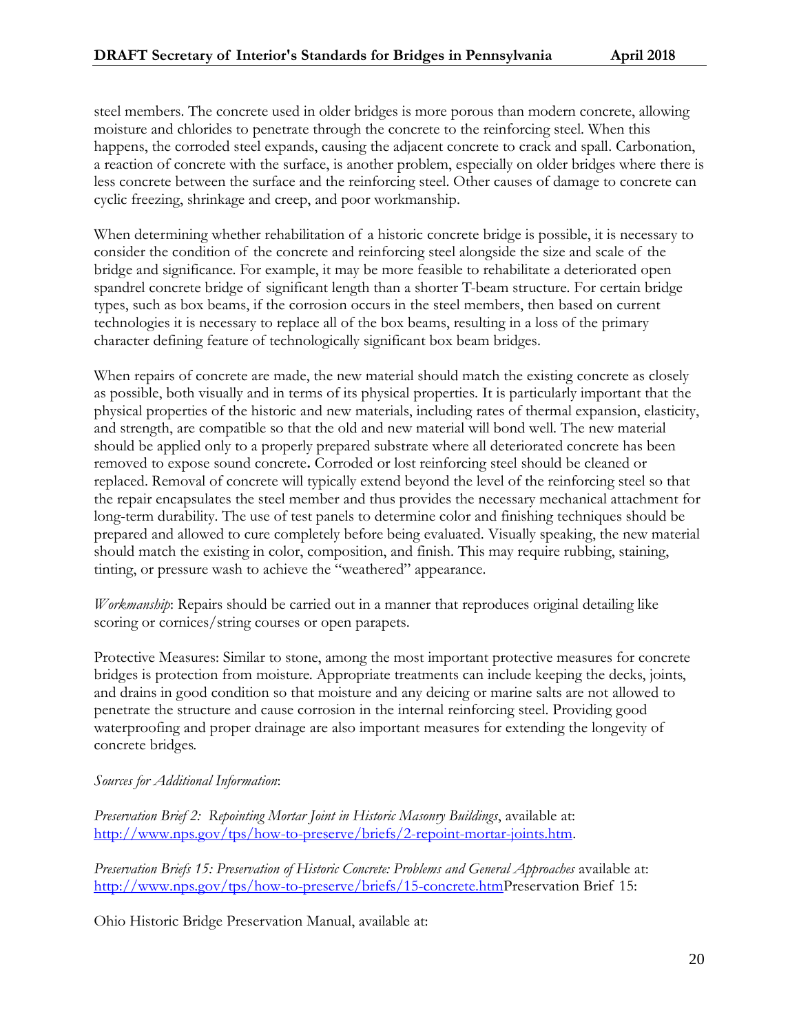steel members. The concrete used in older bridges is more porous than modern concrete, allowing moisture and chlorides to penetrate through the concrete to the reinforcing steel. When this happens, the corroded steel expands, causing the adjacent concrete to crack and spall. Carbonation, a reaction of concrete with the surface, is another problem, especially on older bridges where there is less concrete between the surface and the reinforcing steel. Other causes of damage to concrete can cyclic freezing, shrinkage and creep, and poor workmanship.

When determining whether rehabilitation of a historic concrete bridge is possible, it is necessary to consider the condition of the concrete and reinforcing steel alongside the size and scale of the bridge and significance. For example, it may be more feasible to rehabilitate a deteriorated open spandrel concrete bridge of significant length than a shorter T-beam structure. For certain bridge types, such as box beams, if the corrosion occurs in the steel members, then based on current technologies it is necessary to replace all of the box beams, resulting in a loss of the primary character defining feature of technologically significant box beam bridges.

When repairs of concrete are made, the new material should match the existing concrete as closely as possible, both visually and in terms of its physical properties. It is particularly important that the physical properties of the historic and new materials, including rates of thermal expansion, elasticity, and strength, are compatible so that the old and new material will bond well. The new material should be applied only to a properly prepared substrate where all deteriorated concrete has been removed to expose sound concrete**.** Corroded or lost reinforcing steel should be cleaned or replaced. Removal of concrete will typically extend beyond the level of the reinforcing steel so that the repair encapsulates the steel member and thus provides the necessary mechanical attachment for long-term durability. The use of test panels to determine color and finishing techniques should be prepared and allowed to cure completely before being evaluated. Visually speaking, the new material should match the existing in color, composition, and finish. This may require rubbing, staining, tinting, or pressure wash to achieve the "weathered" appearance.

*Workmanship*: Repairs should be carried out in a manner that reproduces original detailing like scoring or cornices/string courses or open parapets.

Protective Measures: Similar to stone, among the most important protective measures for concrete bridges is protection from moisture. Appropriate treatments can include keeping the decks, joints, and drains in good condition so that moisture and any deicing or marine salts are not allowed to penetrate the structure and cause corrosion in the internal reinforcing steel. Providing good waterproofing and proper drainage are also important measures for extending the longevity of concrete bridges.

*Sources for Additional Information*:

*Preservation Brief 2: Repointing Mortar Joint in Historic Masonry Buildings*, available at: http://www.nps.gov/tps/how-to-preserve/briefs/2-repoint-mortar-joints.htm.

*Preservation Briefs 15: Preservation of Historic Concrete: Problems and General Approaches* available at: http://www.nps.gov/tps/how-to-preserve/briefs/15-concrete.htmPreservation Brief 15:

Ohio Historic Bridge Preservation Manual, available at: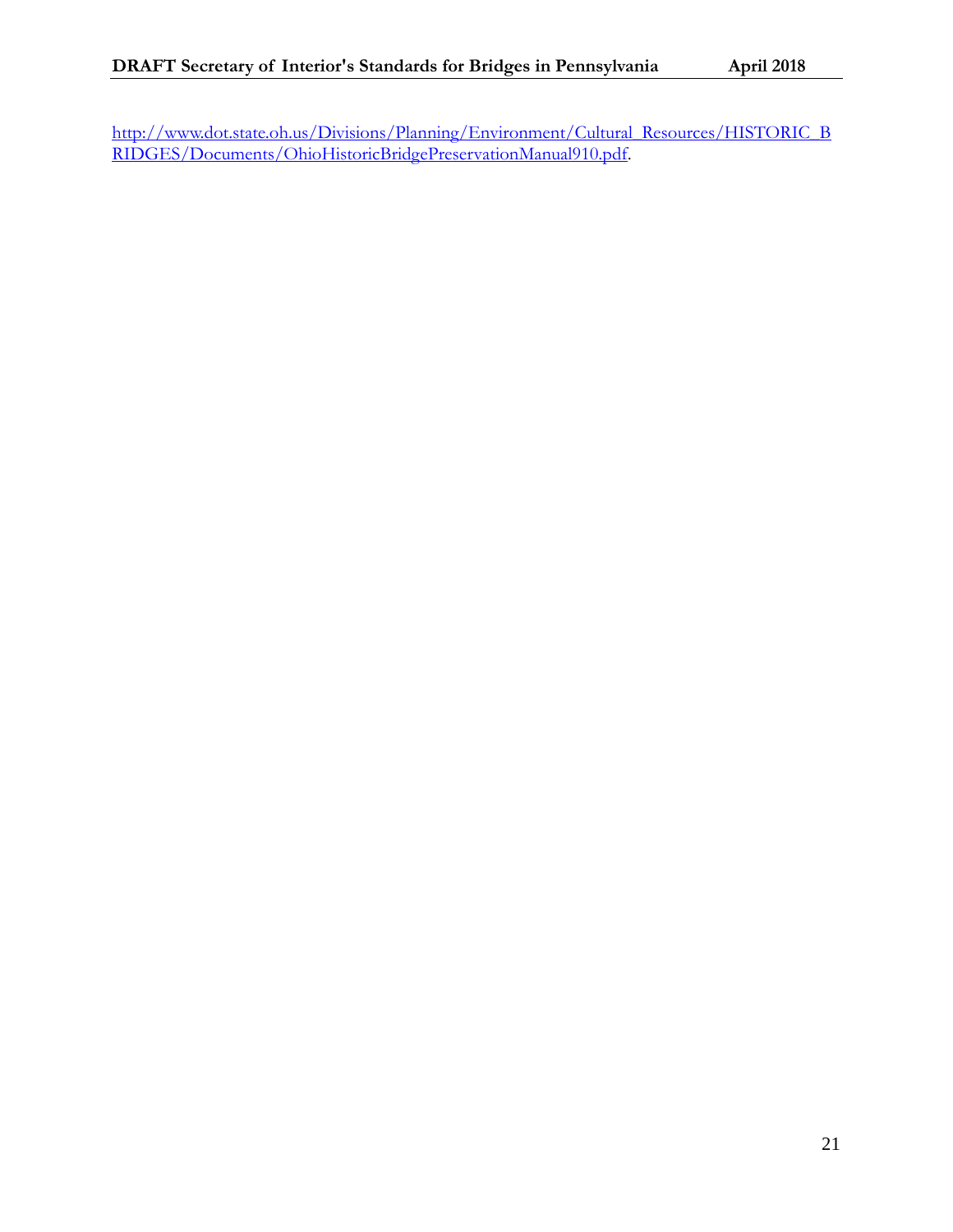http://www.dot.state.oh.us/Divisions/Planning/Environment/Cultural_Resources/HISTORIC_BRIDGES/Documents/OhioHistoricBridgePreservationManual910.pdf.